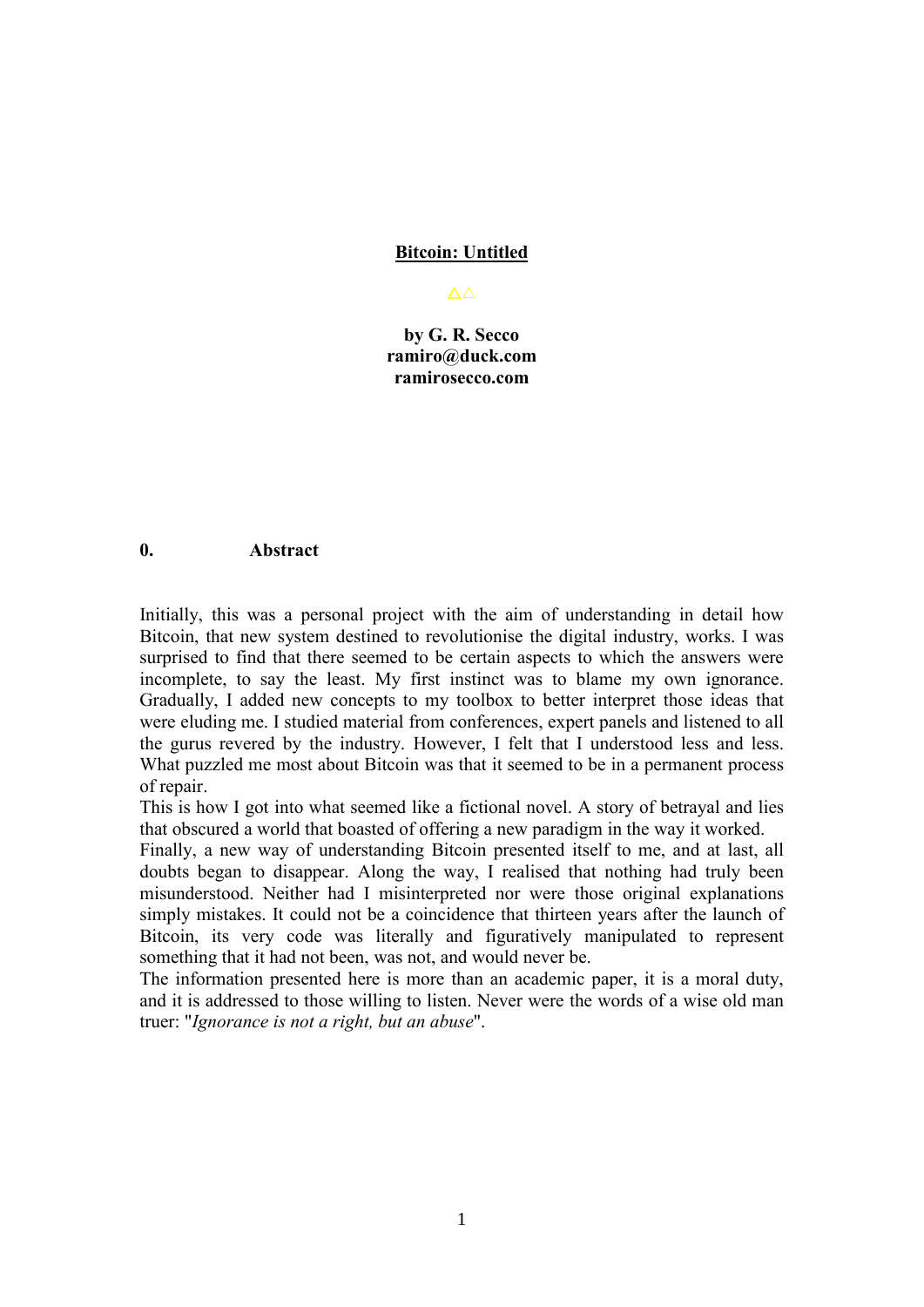# Bitcoin: Untitled

△△

**by G. R. Secco**
**ramiro@duck.com**
**ramirosecco.com**

## 0. Abstract

Initially, this was a personal project with the aim of understanding in detail how Bitcoin, that new system destined to revolutionise the digital industry, works. I was surprised to find that there seemed to be certain aspects to which the answers were incomplete, to say the least. My first instinct was to blame my own ignorance. Gradually, I added new concepts to my toolbox to better interpret those ideas that were eluding me. I studied material from conferences, expert panels and listened to all the gurus revered by the industry. However, I felt that I understood less and less. What puzzled me most about Bitcoin was that it seemed to be in a permanent process of repair.

This is how I got into what seemed like a fictional novel. A story of betrayal and lies that obscured a world that boasted of offering a new paradigm in the way it worked.

Finally, a new way of understanding Bitcoin presented itself to me, and at last, all doubts began to disappear. Along the way, I realised that nothing had truly been misunderstood. Neither had I misinterpreted nor were those original explanations simply mistakes. It could not be a coincidence that thirteen years after the launch of Bitcoin, its very code was literally and figuratively manipulated to represent something that it had not been, was not, and would never be.

The information presented here is more than an academic paper, it is a moral duty, and it is addressed to those willing to listen. Never were the words of a wise old man truer: "*Ignorance is not a right, but an abuse*".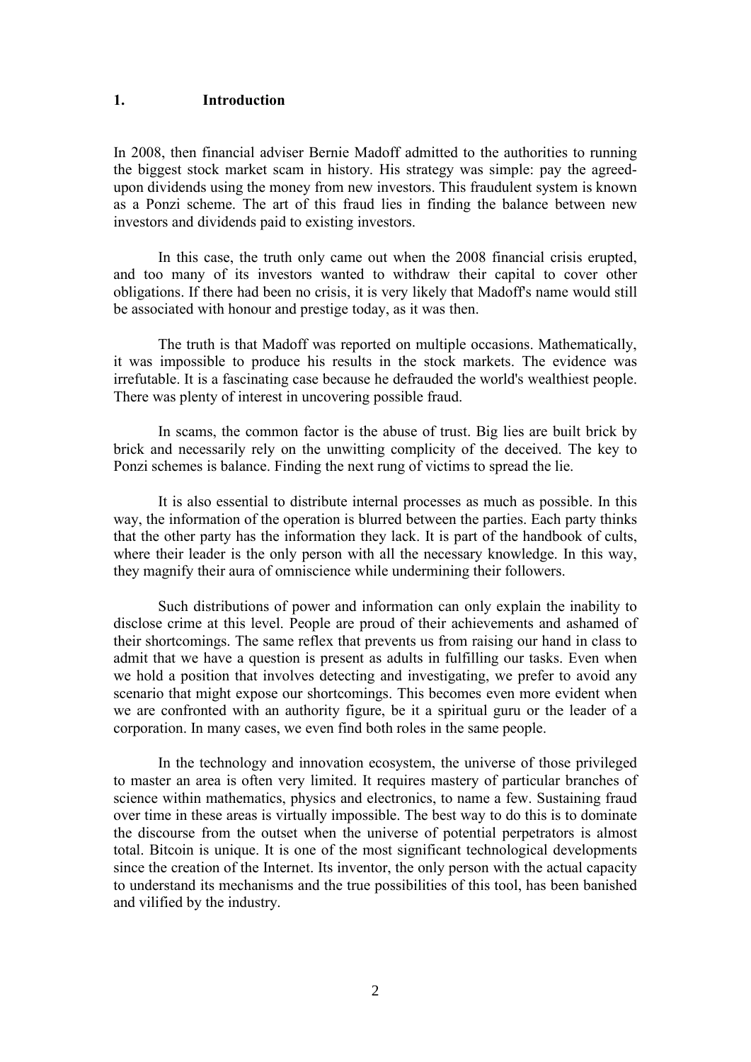## 1. Introduction

In 2008, then financial adviser Bernie Madoff admitted to the authorities to running the biggest stock market scam in history. His strategy was simple: pay the agreed-upon dividends using the money from new investors. This fraudulent system is known as a Ponzi scheme. The art of this fraud lies in finding the balance between new investors and dividends paid to existing investors.

In this case, the truth only came out when the 2008 financial crisis erupted, and too many of its investors wanted to withdraw their capital to cover other obligations. If there had been no crisis, it is very likely that Madoff's name would still be associated with honour and prestige today, as it was then.

The truth is that Madoff was reported on multiple occasions. Mathematically, it was impossible to produce his results in the stock markets. The evidence was irrefutable. It is a fascinating case because he defrauded the world's wealthiest people. There was plenty of interest in uncovering possible fraud.

In scams, the common factor is the abuse of trust. Big lies are built brick by brick and necessarily rely on the unwitting complicity of the deceived. The key to Ponzi schemes is balance. Finding the next rung of victims to spread the lie.

It is also essential to distribute internal processes as much as possible. In this way, the information of the operation is blurred between the parties. Each party thinks that the other party has the information they lack. It is part of the handbook of cults, where their leader is the only person with all the necessary knowledge. In this way, they magnify their aura of omniscience while undermining their followers.

Such distributions of power and information can only explain the inability to disclose crime at this level. People are proud of their achievements and ashamed of their shortcomings. The same reflex that prevents us from raising our hand in class to admit that we have a question is present as adults in fulfilling our tasks. Even when we hold a position that involves detecting and investigating, we prefer to avoid any scenario that might expose our shortcomings. This becomes even more evident when we are confronted with an authority figure, be it a spiritual guru or the leader of a corporation. In many cases, we even find both roles in the same people.

In the technology and innovation ecosystem, the universe of those privileged to master an area is often very limited. It requires mastery of particular branches of science within mathematics, physics and electronics, to name a few. Sustaining fraud over time in these areas is virtually impossible. The best way to do this is to dominate the discourse from the outset when the universe of potential perpetrators is almost total. Bitcoin is unique. It is one of the most significant technological developments since the creation of the Internet. Its inventor, the only person with the actual capacity to understand its mechanisms and the true possibilities of this tool, has been banished and vilified by the industry.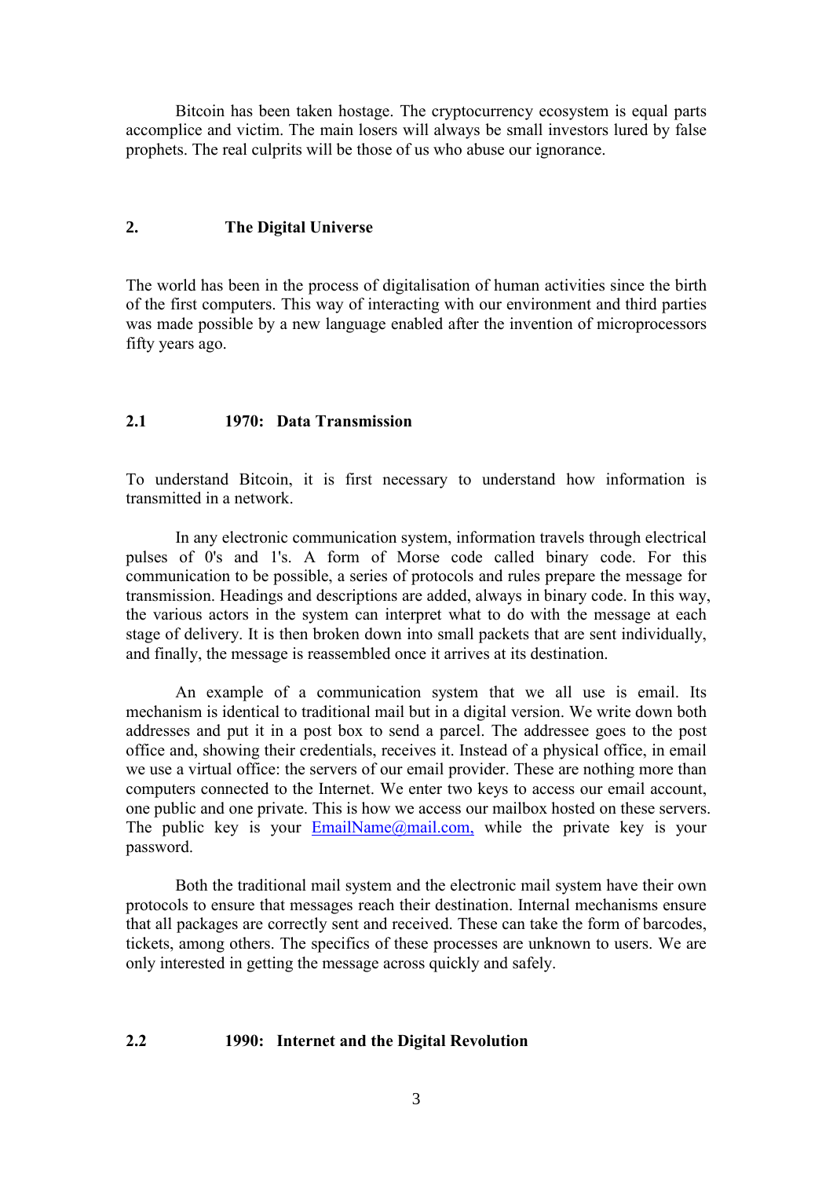Bitcoin has been taken hostage. The cryptocurrency ecosystem is equal parts accomplice and victim. The main losers will always be small investors lured by false prophets. The real culprits will be those of us who abuse our ignorance.

## 2. The Digital Universe

The world has been in the process of digitalisation of human activities since the birth of the first computers. This way of interacting with our environment and third parties was made possible by a new language enabled after the invention of microprocessors fifty years ago.

### 2.1 1970: Data Transmission

To understand Bitcoin, it is first necessary to understand how information is transmitted in a network.

In any electronic communication system, information travels through electrical pulses of 0's and 1's. A form of Morse code called binary code. For this communication to be possible, a series of protocols and rules prepare the message for transmission. Headings and descriptions are added, always in binary code. In this way, the various actors in the system can interpret what to do with the message at each stage of delivery. It is then broken down into small packets that are sent individually, and finally, the message is reassembled once it arrives at its destination.

An example of a communication system that we all use is email. Its mechanism is identical to traditional mail but in a digital version. We write down both addresses and put it in a post box to send a parcel. The addressee goes to the post office and, showing their credentials, receives it. Instead of a physical office, in email we use a virtual office: the servers of our email provider. These are nothing more than computers connected to the Internet. We enter two keys to access our email account, one public and one private. This is how we access our mailbox hosted on these servers. The public key is your EmailName@mail.com, while the private key is your password.

Both the traditional mail system and the electronic mail system have their own protocols to ensure that messages reach their destination. Internal mechanisms ensure that all packages are correctly sent and received. These can take the form of barcodes, tickets, among others. The specifics of these processes are unknown to users. We are only interested in getting the message across quickly and safely.

### 2.2 1990: Internet and the Digital Revolution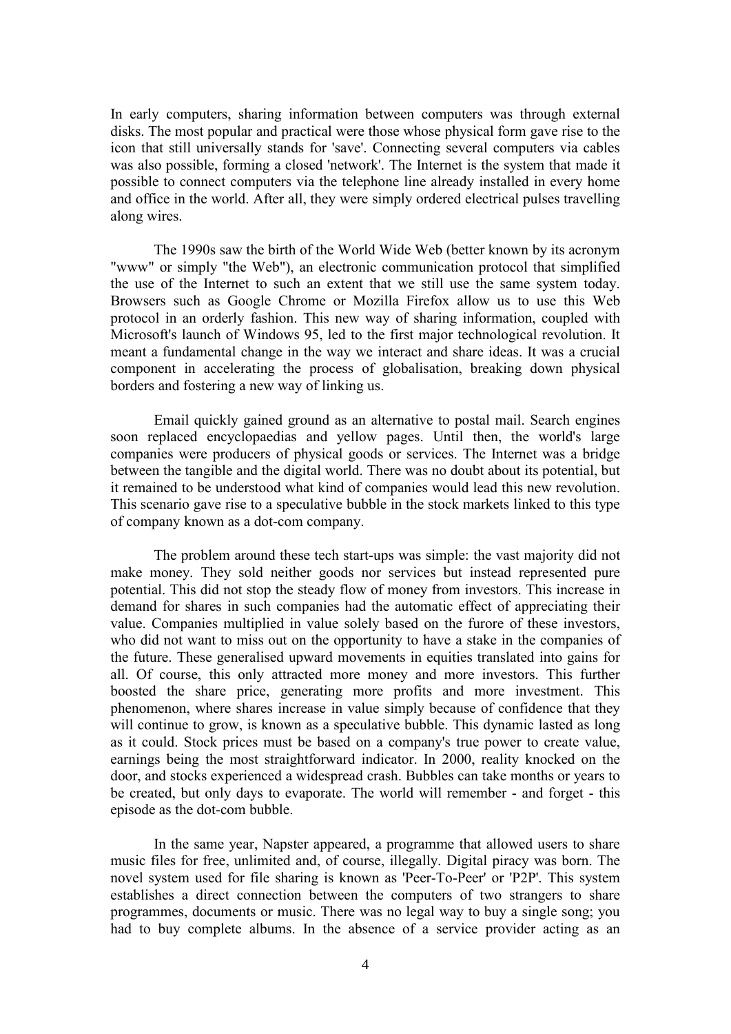In early computers, sharing information between computers was through external disks. The most popular and practical were those whose physical form gave rise to the icon that still universally stands for 'save'. Connecting several computers via cables was also possible, forming a closed 'network'. The Internet is the system that made it possible to connect computers via the telephone line already installed in every home and office in the world. After all, they were simply ordered electrical pulses travelling along wires.

The 1990s saw the birth of the World Wide Web (better known by its acronym "www" or simply "the Web"), an electronic communication protocol that simplified the use of the Internet to such an extent that we still use the same system today. Browsers such as Google Chrome or Mozilla Firefox allow us to use this Web protocol in an orderly fashion. This new way of sharing information, coupled with Microsoft's launch of Windows 95, led to the first major technological revolution. It meant a fundamental change in the way we interact and share ideas. It was a crucial component in accelerating the process of globalisation, breaking down physical borders and fostering a new way of linking us.

Email quickly gained ground as an alternative to postal mail. Search engines soon replaced encyclopaedias and yellow pages. Until then, the world's large companies were producers of physical goods or services. The Internet was a bridge between the tangible and the digital world. There was no doubt about its potential, but it remained to be understood what kind of companies would lead this new revolution. This scenario gave rise to a speculative bubble in the stock markets linked to this type of company known as a dot-com company.

The problem around these tech start-ups was simple: the vast majority did not make money. They sold neither goods nor services but instead represented pure potential. This did not stop the steady flow of money from investors. This increase in demand for shares in such companies had the automatic effect of appreciating their value. Companies multiplied in value solely based on the furore of these investors, who did not want to miss out on the opportunity to have a stake in the companies of the future. These generalised upward movements in equities translated into gains for all. Of course, this only attracted more money and more investors. This further boosted the share price, generating more profits and more investment. This phenomenon, where shares increase in value simply because of confidence that they will continue to grow, is known as a speculative bubble. This dynamic lasted as long as it could. Stock prices must be based on a company's true power to create value, earnings being the most straightforward indicator. In 2000, reality knocked on the door, and stocks experienced a widespread crash. Bubbles can take months or years to be created, but only days to evaporate. The world will remember - and forget - this episode as the dot-com bubble.

In the same year, Napster appeared, a programme that allowed users to share music files for free, unlimited and, of course, illegally. Digital piracy was born. The novel system used for file sharing is known as 'Peer-To-Peer' or 'P2P'. This system establishes a direct connection between the computers of two strangers to share programmes, documents or music. There was no legal way to buy a single song; you had to buy complete albums. In the absence of a service provider acting as an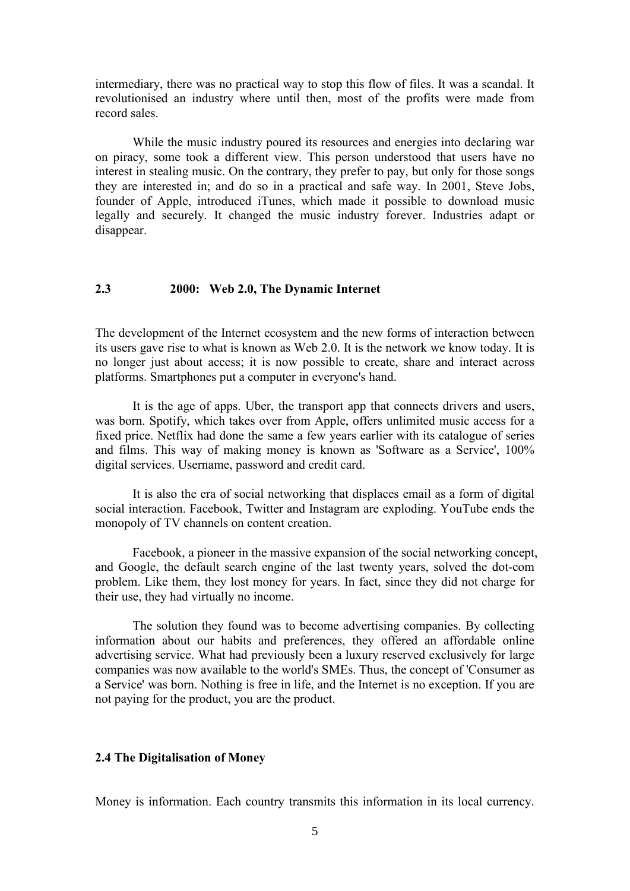intermediary, there was no practical way to stop this flow of files. It was a scandal. It revolutionised an industry where until then, most of the profits were made from record sales.

While the music industry poured its resources and energies into declaring war on piracy, some took a different view. This person understood that users have no interest in stealing music. On the contrary, they prefer to pay, but only for those songs they are interested in; and do so in a practical and safe way. In 2001, Steve Jobs, founder of Apple, introduced iTunes, which made it possible to download music legally and securely. It changed the music industry forever. Industries adapt or disappear.

## 2.3 2000: Web 2.0, The Dynamic Internet

The development of the Internet ecosystem and the new forms of interaction between its users gave rise to what is known as Web 2.0. It is the network we know today. It is no longer just about access; it is now possible to create, share and interact across platforms. Smartphones put a computer in everyone's hand.

It is the age of apps. Uber, the transport app that connects drivers and users, was born. Spotify, which takes over from Apple, offers unlimited music access for a fixed price. Netflix had done the same a few years earlier with its catalogue of series and films. This way of making money is known as 'Software as a Service', 100% digital services. Username, password and credit card.

It is also the era of social networking that displaces email as a form of digital social interaction. Facebook, Twitter and Instagram are exploding. YouTube ends the monopoly of TV channels on content creation.

Facebook, a pioneer in the massive expansion of the social networking concept, and Google, the default search engine of the last twenty years, solved the dot-com problem. Like them, they lost money for years. In fact, since they did not charge for their use, they had virtually no income.

The solution they found was to become advertising companies. By collecting information about our habits and preferences, they offered an affordable online advertising service. What had previously been a luxury reserved exclusively for large companies was now available to the world's SMEs. Thus, the concept of 'Consumer as a Service' was born. Nothing is free in life, and the Internet is no exception. If you are not paying for the product, you are the product.

## 2.4 The Digitalisation of Money

Money is information. Each country transmits this information in its local currency.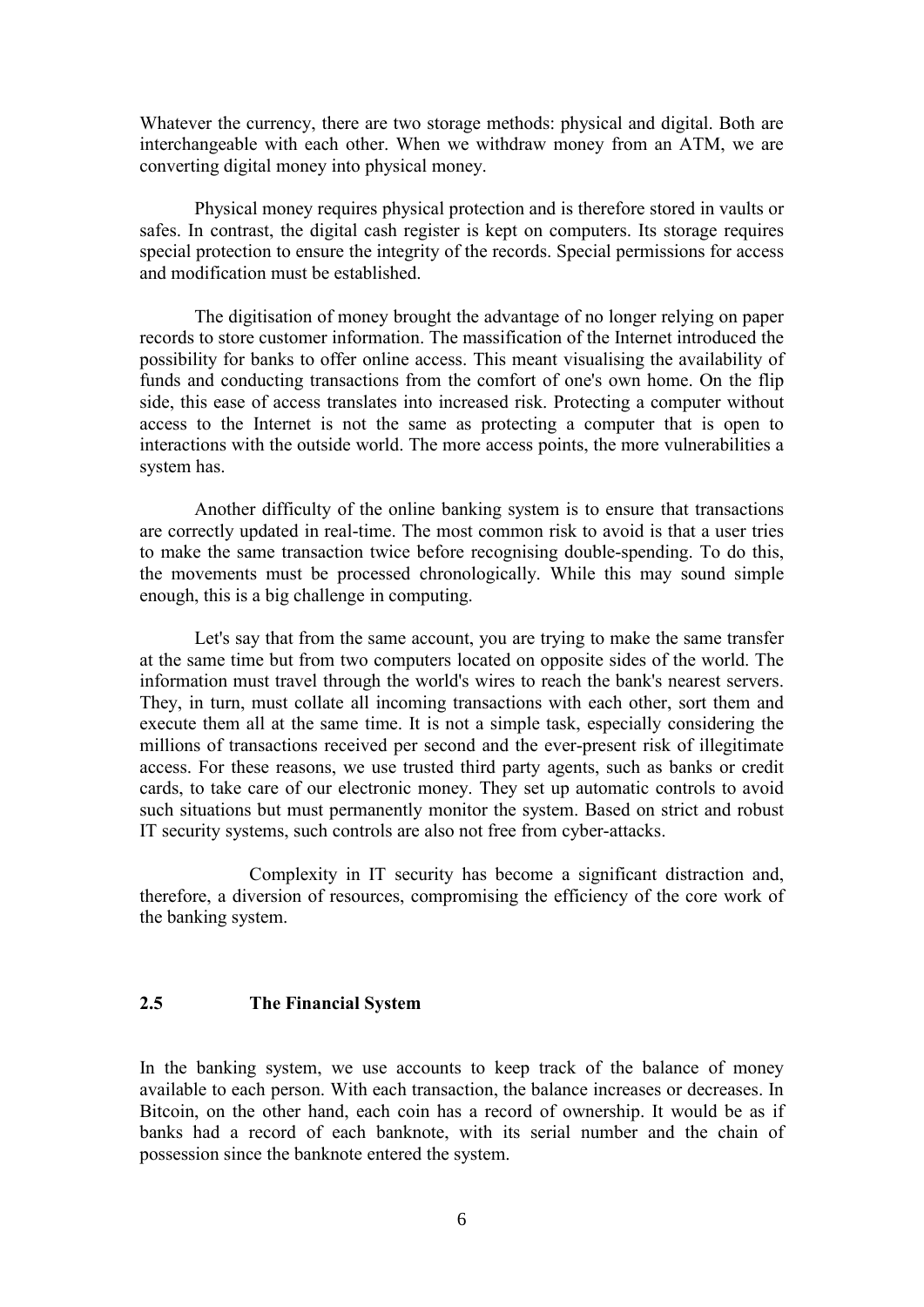Whatever the currency, there are two storage methods: physical and digital. Both are interchangeable with each other. When we withdraw money from an ATM, we are converting digital money into physical money.

Physical money requires physical protection and is therefore stored in vaults or safes. In contrast, the digital cash register is kept on computers. Its storage requires special protection to ensure the integrity of the records. Special permissions for access and modification must be established.

The digitisation of money brought the advantage of no longer relying on paper records to store customer information. The massification of the Internet introduced the possibility for banks to offer online access. This meant visualising the availability of funds and conducting transactions from the comfort of one's own home. On the flip side, this ease of access translates into increased risk. Protecting a computer without access to the Internet is not the same as protecting a computer that is open to interactions with the outside world. The more access points, the more vulnerabilities a system has.

Another difficulty of the online banking system is to ensure that transactions are correctly updated in real-time. The most common risk to avoid is that a user tries to make the same transaction twice before recognising double-spending. To do this, the movements must be processed chronologically. While this may sound simple enough, this is a big challenge in computing.

Let's say that from the same account, you are trying to make the same transfer at the same time but from two computers located on opposite sides of the world. The information must travel through the world's wires to reach the bank's nearest servers. They, in turn, must collate all incoming transactions with each other, sort them and execute them all at the same time. It is not a simple task, especially considering the millions of transactions received per second and the ever-present risk of illegitimate access. For these reasons, we use trusted third party agents, such as banks or credit cards, to take care of our electronic money. They set up automatic controls to avoid such situations but must permanently monitor the system. Based on strict and robust IT security systems, such controls are also not free from cyber-attacks.

Complexity in IT security has become a significant distraction and, therefore, a diversion of resources, compromising the efficiency of the core work of the banking system.

## 2.5 The Financial System

In the banking system, we use accounts to keep track of the balance of money available to each person. With each transaction, the balance increases or decreases. In Bitcoin, on the other hand, each coin has a record of ownership. It would be as if banks had a record of each banknote, with its serial number and the chain of possession since the banknote entered the system.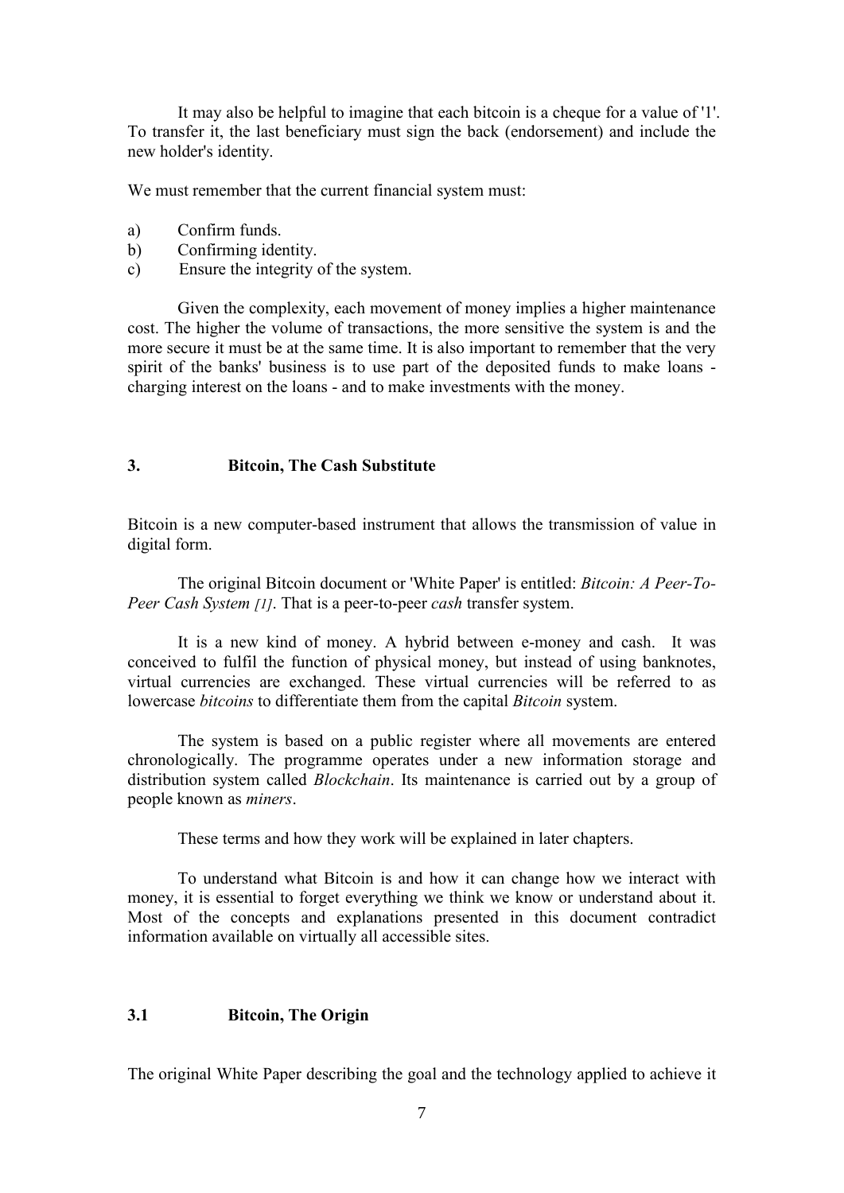It may also be helpful to imagine that each bitcoin is a cheque for a value of '1'. To transfer it, the last beneficiary must sign the back (endorsement) and include the new holder's identity.

We must remember that the current financial system must:

a) Confirm funds.
b) Confirming identity.
c) Ensure the integrity of the system.

Given the complexity, each movement of money implies a higher maintenance cost. The higher the volume of transactions, the more sensitive the system is and the more secure it must be at the same time. It is also important to remember that the very spirit of the banks' business is to use part of the deposited funds to make loans - charging interest on the loans - and to make investments with the money.

## 3. Bitcoin, The Cash Substitute

Bitcoin is a new computer-based instrument that allows the transmission of value in digital form.

The original Bitcoin document or 'White Paper' is entitled: *Bitcoin: A Peer-To-Peer Cash System [1]*. That is a peer-to-peer *cash* transfer system.

It is a new kind of money. A hybrid between e-money and cash. It was conceived to fulfil the function of physical money, but instead of using banknotes, virtual currencies are exchanged. These virtual currencies will be referred to as lowercase *bitcoins* to differentiate them from the capital *Bitcoin* system.

The system is based on a public register where all movements are entered chronologically. The programme operates under a new information storage and distribution system called *Blockchain*. Its maintenance is carried out by a group of people known as *miners*.

These terms and how they work will be explained in later chapters.

To understand what Bitcoin is and how it can change how we interact with money, it is essential to forget everything we think we know or understand about it. Most of the concepts and explanations presented in this document contradict information available on virtually all accessible sites.

### 3.1 Bitcoin, The Origin

The original White Paper describing the goal and the technology applied to achieve it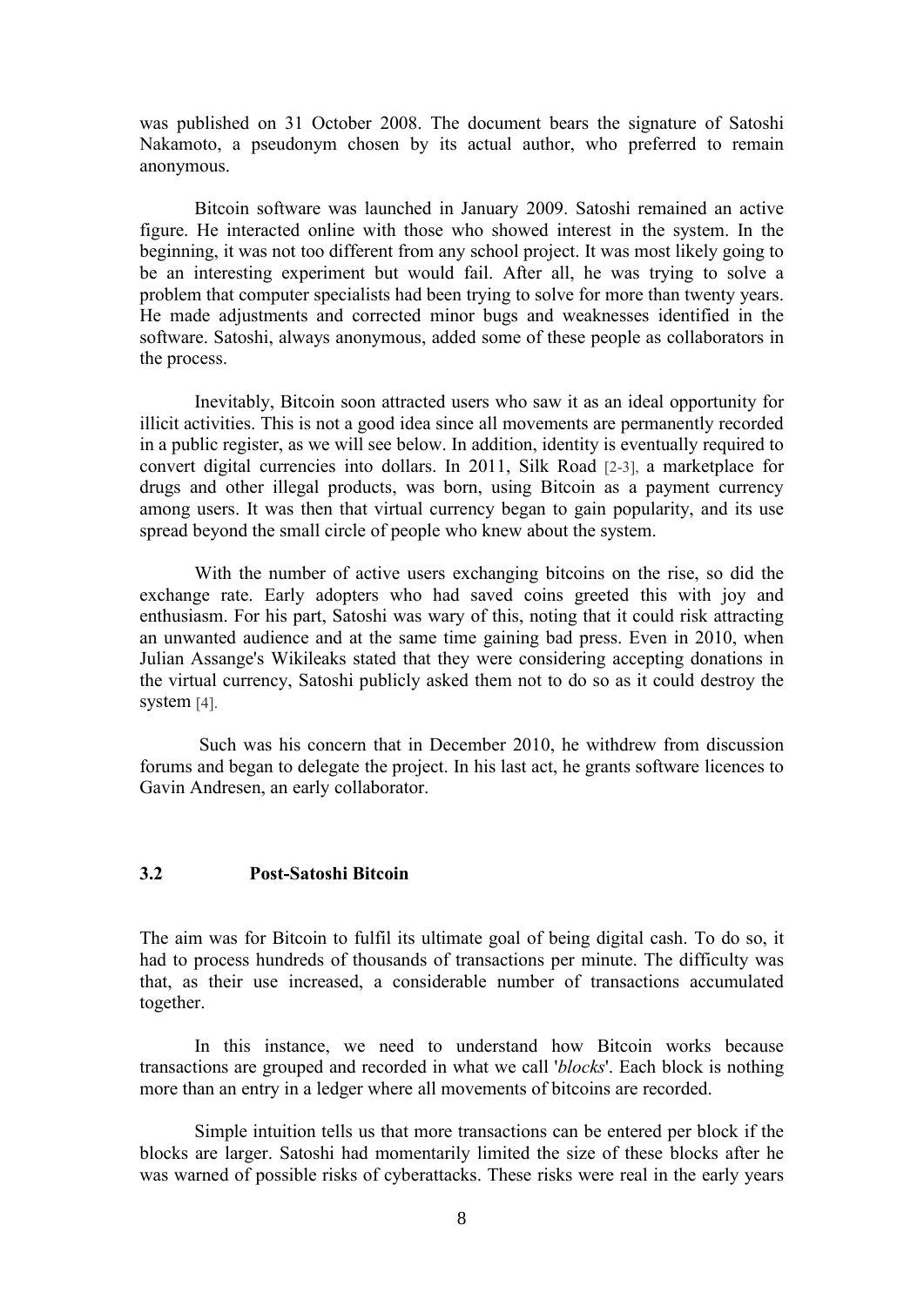was published on 31 October 2008. The document bears the signature of Satoshi Nakamoto, a pseudonym chosen by its actual author, who preferred to remain anonymous.

Bitcoin software was launched in January 2009. Satoshi remained an active figure. He interacted online with those who showed interest in the system. In the beginning, it was not too different from any school project. It was most likely going to be an interesting experiment but would fail. After all, he was trying to solve a problem that computer specialists had been trying to solve for more than twenty years. He made adjustments and corrected minor bugs and weaknesses identified in the software. Satoshi, always anonymous, added some of these people as collaborators in the process.

Inevitably, Bitcoin soon attracted users who saw it as an ideal opportunity for illicit activities. This is not a good idea since all movements are permanently recorded in a public register, as we will see below. In addition, identity is eventually required to convert digital currencies into dollars. In 2011, Silk Road [2-3], a marketplace for drugs and other illegal products, was born, using Bitcoin as a payment currency among users. It was then that virtual currency began to gain popularity, and its use spread beyond the small circle of people who knew about the system.

With the number of active users exchanging bitcoins on the rise, so did the exchange rate. Early adopters who had saved coins greeted this with joy and enthusiasm. For his part, Satoshi was wary of this, noting that it could risk attracting an unwanted audience and at the same time gaining bad press. Even in 2010, when Julian Assange's Wikileaks stated that they were considering accepting donations in the virtual currency, Satoshi publicly asked them not to do so as it could destroy the system [4].

Such was his concern that in December 2010, he withdrew from discussion forums and began to delegate the project. In his last act, he grants software licences to Gavin Andresen, an early collaborator.

## 3.2 Post-Satoshi Bitcoin

The aim was for Bitcoin to fulfil its ultimate goal of being digital cash. To do so, it had to process hundreds of thousands of transactions per minute. The difficulty was that, as their use increased, a considerable number of transactions accumulated together.

In this instance, we need to understand how Bitcoin works because transactions are grouped and recorded in what we call '*blocks*'. Each block is nothing more than an entry in a ledger where all movements of bitcoins are recorded.

Simple intuition tells us that more transactions can be entered per block if the blocks are larger. Satoshi had momentarily limited the size of these blocks after he was warned of possible risks of cyberattacks. These risks were real in the early years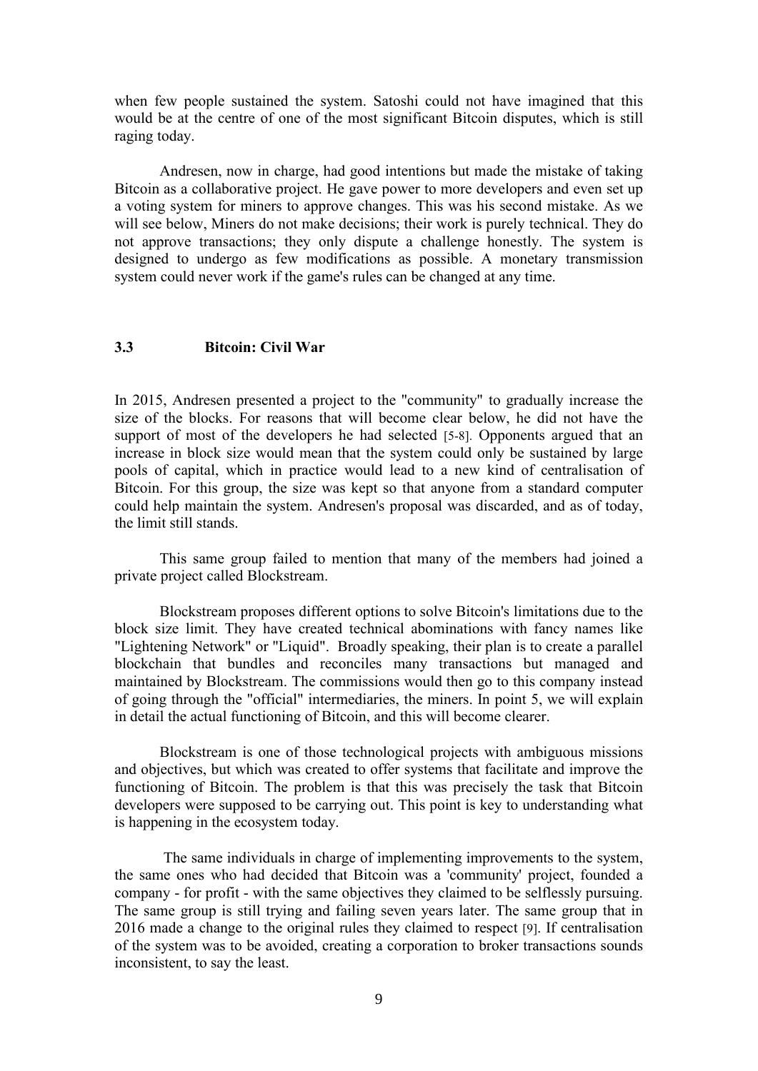when few people sustained the system. Satoshi could not have imagined that this would be at the centre of one of the most significant Bitcoin disputes, which is still raging today.

Andresen, now in charge, had good intentions but made the mistake of taking Bitcoin as a collaborative project. He gave power to more developers and even set up a voting system for miners to approve changes. This was his second mistake. As we will see below, Miners do not make decisions; their work is purely technical. They do not approve transactions; they only dispute a challenge honestly. The system is designed to undergo as few modifications as possible. A monetary transmission system could never work if the game's rules can be changed at any time.

### 3.3 Bitcoin: Civil War

In 2015, Andresen presented a project to the "community" to gradually increase the size of the blocks. For reasons that will become clear below, he did not have the support of most of the developers he had selected [5-8]. Opponents argued that an increase in block size would mean that the system could only be sustained by large pools of capital, which in practice would lead to a new kind of centralisation of Bitcoin. For this group, the size was kept so that anyone from a standard computer could help maintain the system. Andresen's proposal was discarded, and as of today, the limit still stands.

This same group failed to mention that many of the members had joined a private project called Blockstream.

Blockstream proposes different options to solve Bitcoin's limitations due to the block size limit. They have created technical abominations with fancy names like "Lightening Network" or "Liquid". Broadly speaking, their plan is to create a parallel blockchain that bundles and reconciles many transactions but managed and maintained by Blockstream. The commissions would then go to this company instead of going through the "official" intermediaries, the miners. In point 5, we will explain in detail the actual functioning of Bitcoin, and this will become clearer.

Blockstream is one of those technological projects with ambiguous missions and objectives, but which was created to offer systems that facilitate and improve the functioning of Bitcoin. The problem is that this was precisely the task that Bitcoin developers were supposed to be carrying out. This point is key to understanding what is happening in the ecosystem today.

The same individuals in charge of implementing improvements to the system, the same ones who had decided that Bitcoin was a 'community' project, founded a company - for profit - with the same objectives they claimed to be selflessly pursuing. The same group is still trying and failing seven years later. The same group that in 2016 made a change to the original rules they claimed to respect [9]. If centralisation of the system was to be avoided, creating a corporation to broker transactions sounds inconsistent, to say the least.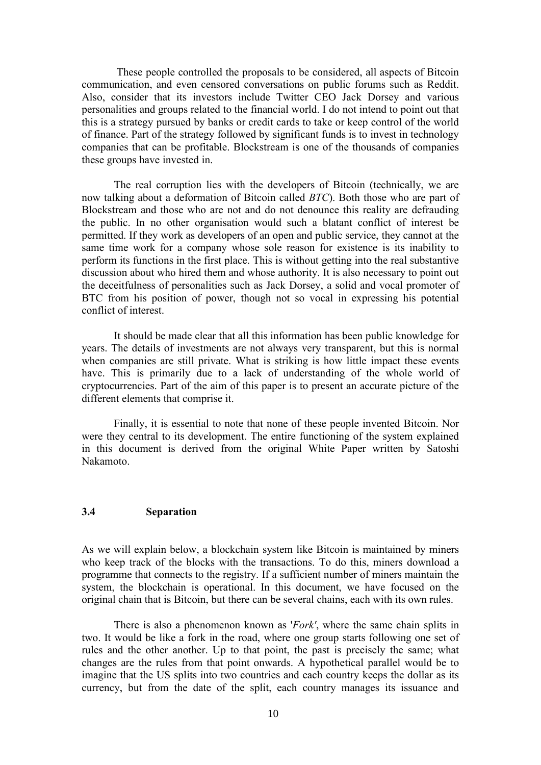These people controlled the proposals to be considered, all aspects of Bitcoin communication, and even censored conversations on public forums such as Reddit. Also, consider that its investors include Twitter CEO Jack Dorsey and various personalities and groups related to the financial world. I do not intend to point out that this is a strategy pursued by banks or credit cards to take or keep control of the world of finance. Part of the strategy followed by significant funds is to invest in technology companies that can be profitable. Blockstream is one of the thousands of companies these groups have invested in.

The real corruption lies with the developers of Bitcoin (technically, we are now talking about a deformation of Bitcoin called *BTC*). Both those who are part of Blockstream and those who are not and do not denounce this reality are defrauding the public. In no other organisation would such a blatant conflict of interest be permitted. If they work as developers of an open and public service, they cannot at the same time work for a company whose sole reason for existence is its inability to perform its functions in the first place. This is without getting into the real substantive discussion about who hired them and whose authority. It is also necessary to point out the deceitfulness of personalities such as Jack Dorsey, a solid and vocal promoter of BTC from his position of power, though not so vocal in expressing his potential conflict of interest.

It should be made clear that all this information has been public knowledge for years. The details of investments are not always very transparent, but this is normal when companies are still private. What is striking is how little impact these events have. This is primarily due to a lack of understanding of the whole world of cryptocurrencies. Part of the aim of this paper is to present an accurate picture of the different elements that comprise it.

Finally, it is essential to note that none of these people invented Bitcoin. Nor were they central to its development. The entire functioning of the system explained in this document is derived from the original White Paper written by Satoshi Nakamoto.

### 3.4 Separation

As we will explain below, a blockchain system like Bitcoin is maintained by miners who keep track of the blocks with the transactions. To do this, miners download a programme that connects to the registry. If a sufficient number of miners maintain the system, the blockchain is operational. In this document, we have focused on the original chain that is Bitcoin, but there can be several chains, each with its own rules.

There is also a phenomenon known as '*Fork'*, where the same chain splits in two. It would be like a fork in the road, where one group starts following one set of rules and the other another. Up to that point, the past is precisely the same; what changes are the rules from that point onwards. A hypothetical parallel would be to imagine that the US splits into two countries and each country keeps the dollar as its currency, but from the date of the split, each country manages its issuance and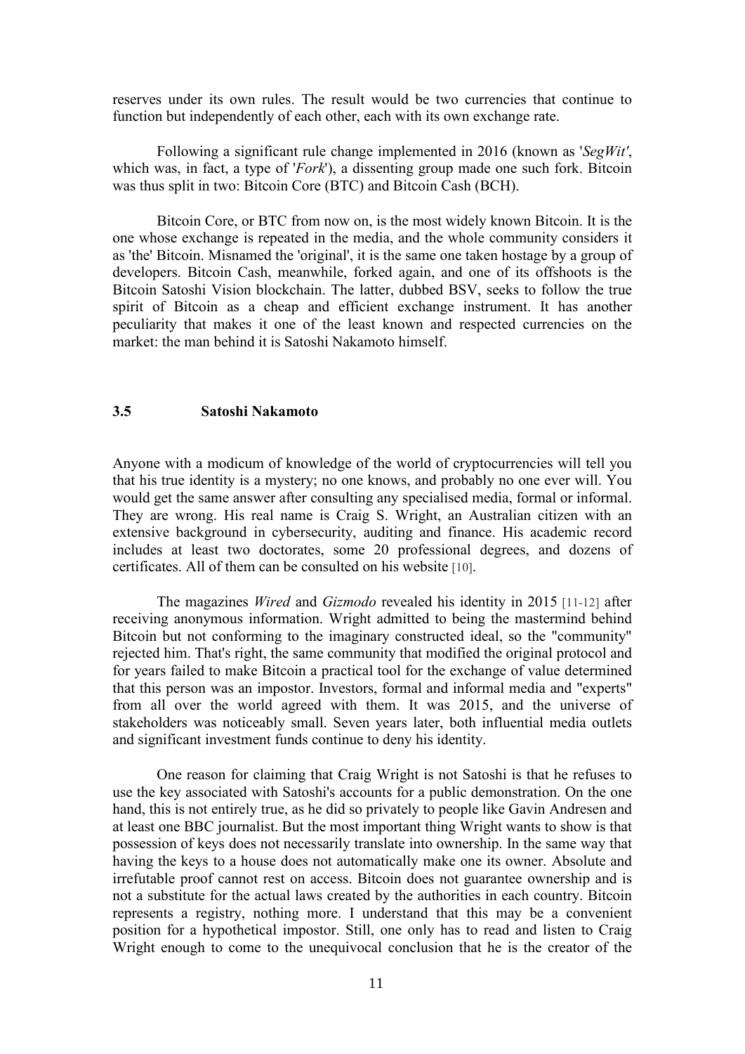reserves under its own rules. The result would be two currencies that continue to function but independently of each other, each with its own exchange rate.

Following a significant rule change implemented in 2016 (known as '*SegWit'*, which was, in fact, a type of '*Fork*'), a dissenting group made one such fork. Bitcoin was thus split in two: Bitcoin Core (BTC) and Bitcoin Cash (BCH).

Bitcoin Core, or BTC from now on, is the most widely known Bitcoin. It is the one whose exchange is repeated in the media, and the whole community considers it as 'the' Bitcoin. Misnamed the 'original', it is the same one taken hostage by a group of developers. Bitcoin Cash, meanwhile, forked again, and one of its offshoots is the Bitcoin Satoshi Vision blockchain. The latter, dubbed BSV, seeks to follow the true spirit of Bitcoin as a cheap and efficient exchange instrument. It has another peculiarity that makes it one of the least known and respected currencies on the market: the man behind it is Satoshi Nakamoto himself.

### 3.5 Satoshi Nakamoto

Anyone with a modicum of knowledge of the world of cryptocurrencies will tell you that his true identity is a mystery; no one knows, and probably no one ever will. You would get the same answer after consulting any specialised media, formal or informal. They are wrong. His real name is Craig S. Wright, an Australian citizen with an extensive background in cybersecurity, auditing and finance. His academic record includes at least two doctorates, some 20 professional degrees, and dozens of certificates. All of them can be consulted on his website [10].

The magazines *Wired* and *Gizmodo* revealed his identity in 2015 [11-12] after receiving anonymous information. Wright admitted to being the mastermind behind Bitcoin but not conforming to the imaginary constructed ideal, so the "community" rejected him. That's right, the same community that modified the original protocol and for years failed to make Bitcoin a practical tool for the exchange of value determined that this person was an impostor. Investors, formal and informal media and "experts" from all over the world agreed with them. It was 2015, and the universe of stakeholders was noticeably small. Seven years later, both influential media outlets and significant investment funds continue to deny his identity.

One reason for claiming that Craig Wright is not Satoshi is that he refuses to use the key associated with Satoshi's accounts for a public demonstration. On the one hand, this is not entirely true, as he did so privately to people like Gavin Andresen and at least one BBC journalist. But the most important thing Wright wants to show is that possession of keys does not necessarily translate into ownership. In the same way that having the keys to a house does not automatically make one its owner. Absolute and irrefutable proof cannot rest on access. Bitcoin does not guarantee ownership and is not a substitute for the actual laws created by the authorities in each country. Bitcoin represents a registry, nothing more. I understand that this may be a convenient position for a hypothetical impostor. Still, one only has to read and listen to Craig Wright enough to come to the unequivocal conclusion that he is the creator of the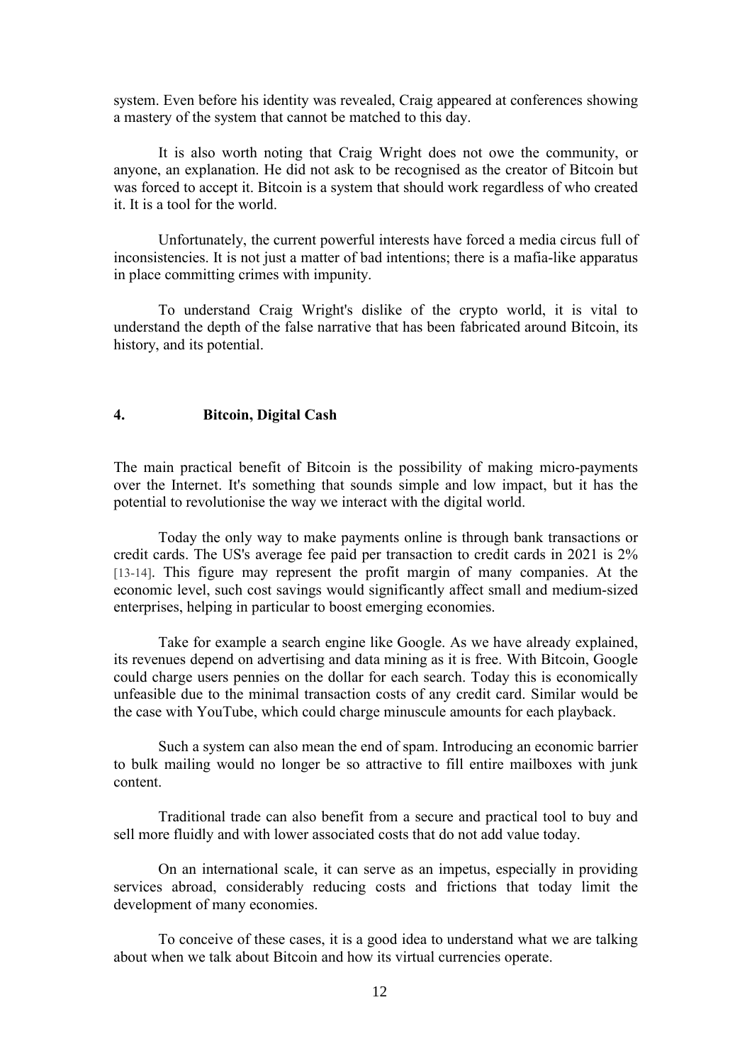system. Even before his identity was revealed, Craig appeared at conferences showing a mastery of the system that cannot be matched to this day.

It is also worth noting that Craig Wright does not owe the community, or anyone, an explanation. He did not ask to be recognised as the creator of Bitcoin but was forced to accept it. Bitcoin is a system that should work regardless of who created it. It is a tool for the world.

Unfortunately, the current powerful interests have forced a media circus full of inconsistencies. It is not just a matter of bad intentions; there is a mafia-like apparatus in place committing crimes with impunity.

To understand Craig Wright's dislike of the crypto world, it is vital to understand the depth of the false narrative that has been fabricated around Bitcoin, its history, and its potential.

## 4. Bitcoin, Digital Cash

The main practical benefit of Bitcoin is the possibility of making micro-payments over the Internet. It's something that sounds simple and low impact, but it has the potential to revolutionise the way we interact with the digital world.

Today the only way to make payments online is through bank transactions or credit cards. The US's average fee paid per transaction to credit cards in 2021 is 2% [13-14]. This figure may represent the profit margin of many companies. At the economic level, such cost savings would significantly affect small and medium-sized enterprises, helping in particular to boost emerging economies.

Take for example a search engine like Google. As we have already explained, its revenues depend on advertising and data mining as it is free. With Bitcoin, Google could charge users pennies on the dollar for each search. Today this is economically unfeasible due to the minimal transaction costs of any credit card. Similar would be the case with YouTube, which could charge minuscule amounts for each playback.

Such a system can also mean the end of spam. Introducing an economic barrier to bulk mailing would no longer be so attractive to fill entire mailboxes with junk content.

Traditional trade can also benefit from a secure and practical tool to buy and sell more fluidly and with lower associated costs that do not add value today.

On an international scale, it can serve as an impetus, especially in providing services abroad, considerably reducing costs and frictions that today limit the development of many economies.

To conceive of these cases, it is a good idea to understand what we are talking about when we talk about Bitcoin and how its virtual currencies operate.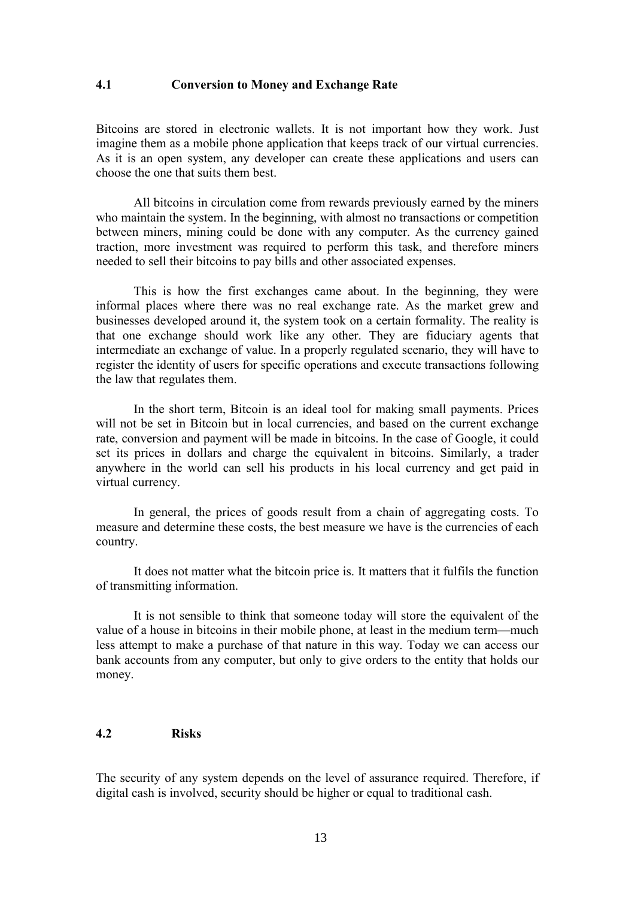### 4.1 Conversion to Money and Exchange Rate

Bitcoins are stored in electronic wallets. It is not important how they work. Just imagine them as a mobile phone application that keeps track of our virtual currencies. As it is an open system, any developer can create these applications and users can choose the one that suits them best.

All bitcoins in circulation come from rewards previously earned by the miners who maintain the system. In the beginning, with almost no transactions or competition between miners, mining could be done with any computer. As the currency gained traction, more investment was required to perform this task, and therefore miners needed to sell their bitcoins to pay bills and other associated expenses.

This is how the first exchanges came about. In the beginning, they were informal places where there was no real exchange rate. As the market grew and businesses developed around it, the system took on a certain formality. The reality is that one exchange should work like any other. They are fiduciary agents that intermediate an exchange of value. In a properly regulated scenario, they will have to register the identity of users for specific operations and execute transactions following the law that regulates them.

In the short term, Bitcoin is an ideal tool for making small payments. Prices will not be set in Bitcoin but in local currencies, and based on the current exchange rate, conversion and payment will be made in bitcoins. In the case of Google, it could set its prices in dollars and charge the equivalent in bitcoins. Similarly, a trader anywhere in the world can sell his products in his local currency and get paid in virtual currency.

In general, the prices of goods result from a chain of aggregating costs. To measure and determine these costs, the best measure we have is the currencies of each country.

It does not matter what the bitcoin price is. It matters that it fulfils the function of transmitting information.

It is not sensible to think that someone today will store the equivalent of the value of a house in bitcoins in their mobile phone, at least in the medium term—much less attempt to make a purchase of that nature in this way. Today we can access our bank accounts from any computer, but only to give orders to the entity that holds our money.

### 4.2 Risks

The security of any system depends on the level of assurance required. Therefore, if digital cash is involved, security should be higher or equal to traditional cash.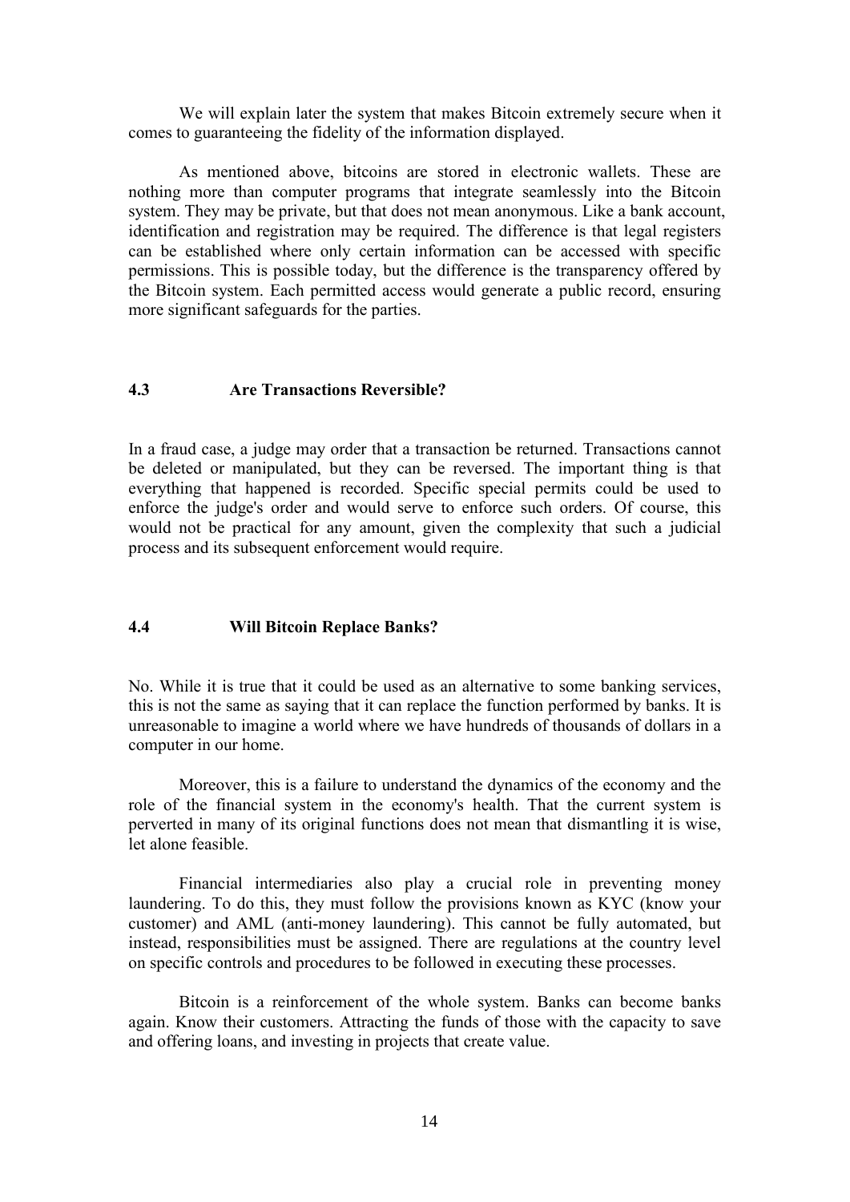We will explain later the system that makes Bitcoin extremely secure when it comes to guaranteeing the fidelity of the information displayed.

As mentioned above, bitcoins are stored in electronic wallets. These are nothing more than computer programs that integrate seamlessly into the Bitcoin system. They may be private, but that does not mean anonymous. Like a bank account, identification and registration may be required. The difference is that legal registers can be established where only certain information can be accessed with specific permissions. This is possible today, but the difference is the transparency offered by the Bitcoin system. Each permitted access would generate a public record, ensuring more significant safeguards for the parties.

### 4.3 Are Transactions Reversible?

In a fraud case, a judge may order that a transaction be returned. Transactions cannot be deleted or manipulated, but they can be reversed. The important thing is that everything that happened is recorded. Specific special permits could be used to enforce the judge's order and would serve to enforce such orders. Of course, this would not be practical for any amount, given the complexity that such a judicial process and its subsequent enforcement would require.

### 4.4 Will Bitcoin Replace Banks?

No. While it is true that it could be used as an alternative to some banking services, this is not the same as saying that it can replace the function performed by banks. It is unreasonable to imagine a world where we have hundreds of thousands of dollars in a computer in our home.

Moreover, this is a failure to understand the dynamics of the economy and the role of the financial system in the economy's health. That the current system is perverted in many of its original functions does not mean that dismantling it is wise, let alone feasible.

Financial intermediaries also play a crucial role in preventing money laundering. To do this, they must follow the provisions known as KYC (know your customer) and AML (anti-money laundering). This cannot be fully automated, but instead, responsibilities must be assigned. There are regulations at the country level on specific controls and procedures to be followed in executing these processes.

Bitcoin is a reinforcement of the whole system. Banks can become banks again. Know their customers. Attracting the funds of those with the capacity to save and offering loans, and investing in projects that create value.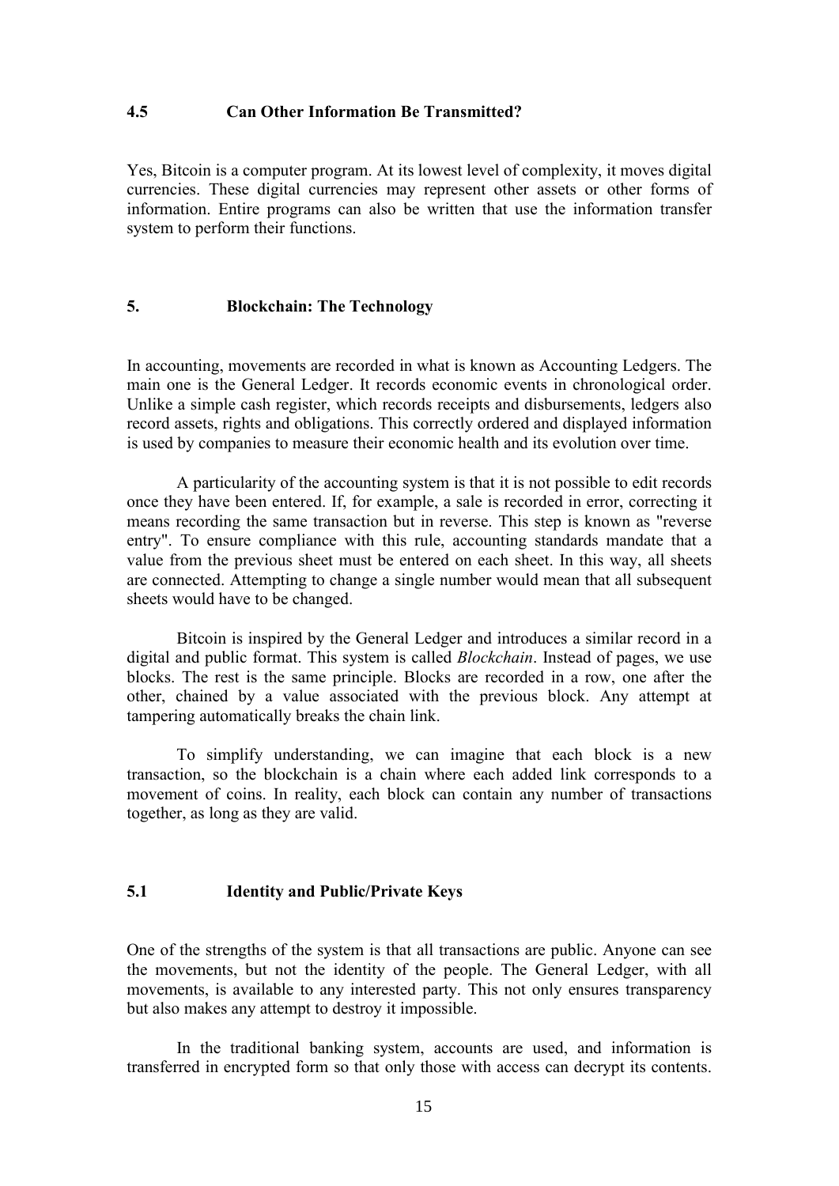### 4.5 Can Other Information Be Transmitted?

Yes, Bitcoin is a computer program. At its lowest level of complexity, it moves digital currencies. These digital currencies may represent other assets or other forms of information. Entire programs can also be written that use the information transfer system to perform their functions.

## 5. Blockchain: The Technology

In accounting, movements are recorded in what is known as Accounting Ledgers. The main one is the General Ledger. It records economic events in chronological order. Unlike a simple cash register, which records receipts and disbursements, ledgers also record assets, rights and obligations. This correctly ordered and displayed information is used by companies to measure their economic health and its evolution over time.

A particularity of the accounting system is that it is not possible to edit records once they have been entered. If, for example, a sale is recorded in error, correcting it means recording the same transaction but in reverse. This step is known as "reverse entry". To ensure compliance with this rule, accounting standards mandate that a value from the previous sheet must be entered on each sheet. In this way, all sheets are connected. Attempting to change a single number would mean that all subsequent sheets would have to be changed.

Bitcoin is inspired by the General Ledger and introduces a similar record in a digital and public format. This system is called *Blockchain*. Instead of pages, we use blocks. The rest is the same principle. Blocks are recorded in a row, one after the other, chained by a value associated with the previous block. Any attempt at tampering automatically breaks the chain link.

To simplify understanding, we can imagine that each block is a new transaction, so the blockchain is a chain where each added link corresponds to a movement of coins. In reality, each block can contain any number of transactions together, as long as they are valid.

### 5.1 Identity and Public/Private Keys

One of the strengths of the system is that all transactions are public. Anyone can see the movements, but not the identity of the people. The General Ledger, with all movements, is available to any interested party. This not only ensures transparency but also makes any attempt to destroy it impossible.

In the traditional banking system, accounts are used, and information is transferred in encrypted form so that only those with access can decrypt its contents.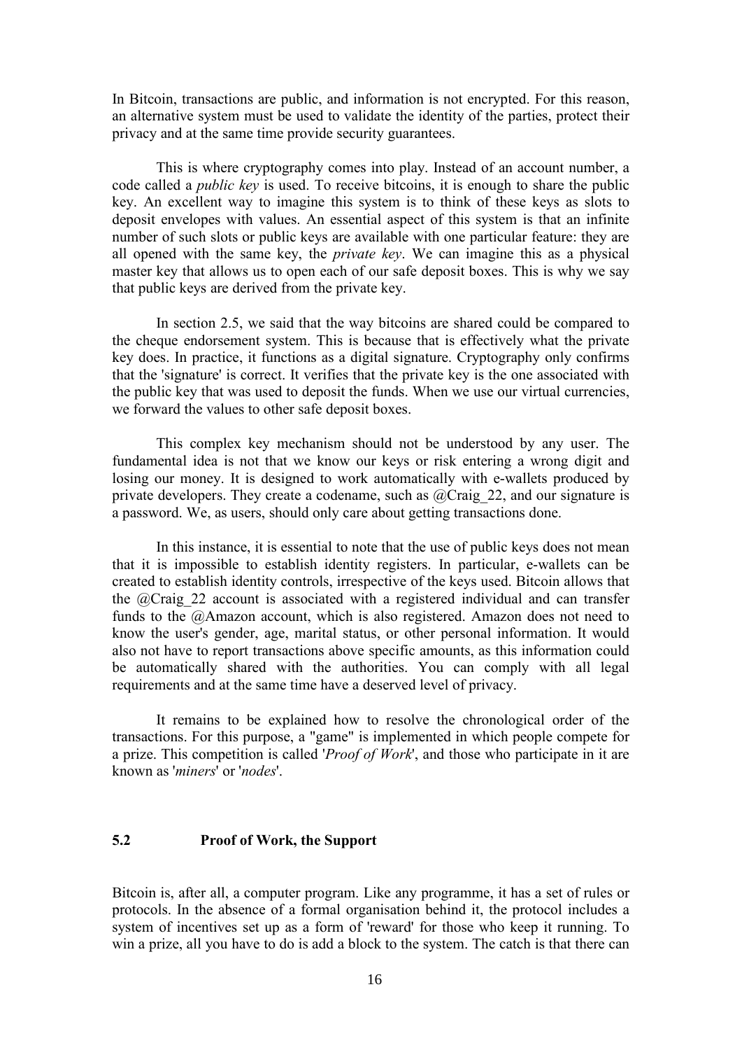In Bitcoin, transactions are public, and information is not encrypted. For this reason, an alternative system must be used to validate the identity of the parties, protect their privacy and at the same time provide security guarantees.

This is where cryptography comes into play. Instead of an account number, a code called a *public key* is used. To receive bitcoins, it is enough to share the public key. An excellent way to imagine this system is to think of these keys as slots to deposit envelopes with values. An essential aspect of this system is that an infinite number of such slots or public keys are available with one particular feature: they are all opened with the same key, the *private key*. We can imagine this as a physical master key that allows us to open each of our safe deposit boxes. This is why we say that public keys are derived from the private key.

In section 2.5, we said that the way bitcoins are shared could be compared to the cheque endorsement system. This is because that is effectively what the private key does. In practice, it functions as a digital signature. Cryptography only confirms that the 'signature' is correct. It verifies that the private key is the one associated with the public key that was used to deposit the funds. When we use our virtual currencies, we forward the values to other safe deposit boxes.

This complex key mechanism should not be understood by any user. The fundamental idea is not that we know our keys or risk entering a wrong digit and losing our money. It is designed to work automatically with e-wallets produced by private developers. They create a codename, such as @Craig_22, and our signature is a password. We, as users, should only care about getting transactions done.

In this instance, it is essential to note that the use of public keys does not mean that it is impossible to establish identity registers. In particular, e-wallets can be created to establish identity controls, irrespective of the keys used. Bitcoin allows that the @Craig_22 account is associated with a registered individual and can transfer funds to the @Amazon account, which is also registered. Amazon does not need to know the user's gender, age, marital status, or other personal information. It would also not have to report transactions above specific amounts, as this information could be automatically shared with the authorities. You can comply with all legal requirements and at the same time have a deserved level of privacy.

It remains to be explained how to resolve the chronological order of the transactions. For this purpose, a "game" is implemented in which people compete for a prize. This competition is called '*Proof of Work*', and those who participate in it are known as '*miners*' or '*nodes*'.

## 5.2 Proof of Work, the Support

Bitcoin is, after all, a computer program. Like any programme, it has a set of rules or protocols. In the absence of a formal organisation behind it, the protocol includes a system of incentives set up as a form of 'reward' for those who keep it running. To win a prize, all you have to do is add a block to the system. The catch is that there can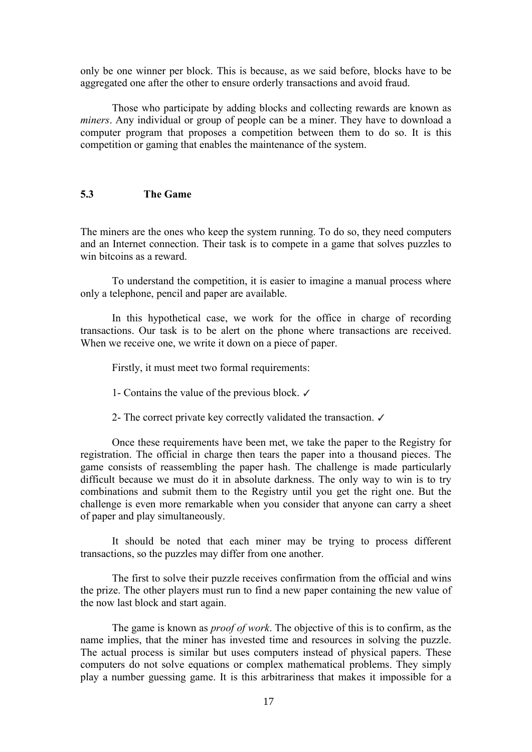only be one winner per block. This is because, as we said before, blocks have to be aggregated one after the other to ensure orderly transactions and avoid fraud.

Those who participate by adding blocks and collecting rewards are known as *miners*. Any individual or group of people can be a miner. They have to download a computer program that proposes a competition between them to do so. It is this competition or gaming that enables the maintenance of the system.

### 5.3 The Game

The miners are the ones who keep the system running. To do so, they need computers and an Internet connection. Their task is to compete in a game that solves puzzles to win bitcoins as a reward.

To understand the competition, it is easier to imagine a manual process where only a telephone, pencil and paper are available.

In this hypothetical case, we work for the office in charge of recording transactions. Our task is to be alert on the phone where transactions are received. When we receive one, we write it down on a piece of paper.

Firstly, it must meet two formal requirements:

1- Contains the value of the previous block. ✓

2- The correct private key correctly validated the transaction. ✓

Once these requirements have been met, we take the paper to the Registry for registration. The official in charge then tears the paper into a thousand pieces. The game consists of reassembling the paper hash. The challenge is made particularly difficult because we must do it in absolute darkness. The only way to win is to try combinations and submit them to the Registry until you get the right one. But the challenge is even more remarkable when you consider that anyone can carry a sheet of paper and play simultaneously.

It should be noted that each miner may be trying to process different transactions, so the puzzles may differ from one another.

The first to solve their puzzle receives confirmation from the official and wins the prize. The other players must run to find a new paper containing the new value of the now last block and start again.

The game is known as *proof of work*. The objective of this is to confirm, as the name implies, that the miner has invested time and resources in solving the puzzle. The actual process is similar but uses computers instead of physical papers. These computers do not solve equations or complex mathematical problems. They simply play a number guessing game. It is this arbitrariness that makes it impossible for a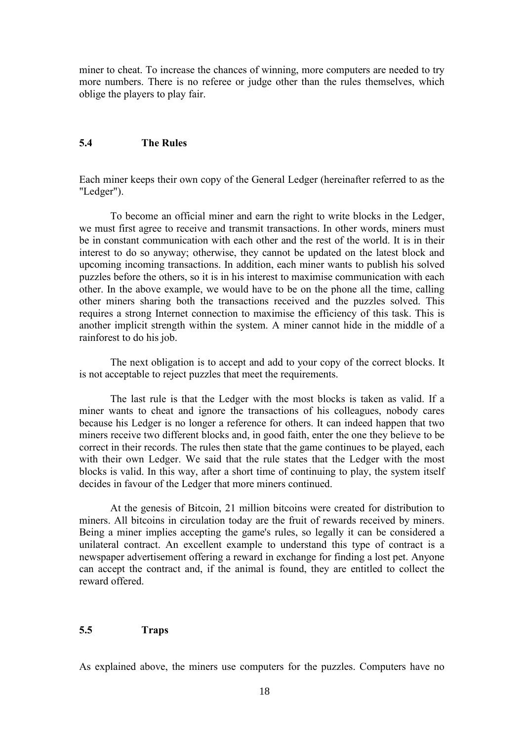miner to cheat. To increase the chances of winning, more computers are needed to try more numbers. There is no referee or judge other than the rules themselves, which oblige the players to play fair.

## 5.4 The Rules

Each miner keeps their own copy of the General Ledger (hereinafter referred to as the "Ledger").

To become an official miner and earn the right to write blocks in the Ledger, we must first agree to receive and transmit transactions. In other words, miners must be in constant communication with each other and the rest of the world. It is in their interest to do so anyway; otherwise, they cannot be updated on the latest block and upcoming incoming transactions. In addition, each miner wants to publish his solved puzzles before the others, so it is in his interest to maximise communication with each other. In the above example, we would have to be on the phone all the time, calling other miners sharing both the transactions received and the puzzles solved. This requires a strong Internet connection to maximise the efficiency of this task. This is another implicit strength within the system. A miner cannot hide in the middle of a rainforest to do his job.

The next obligation is to accept and add to your copy of the correct blocks. It is not acceptable to reject puzzles that meet the requirements.

The last rule is that the Ledger with the most blocks is taken as valid. If a miner wants to cheat and ignore the transactions of his colleagues, nobody cares because his Ledger is no longer a reference for others. It can indeed happen that two miners receive two different blocks and, in good faith, enter the one they believe to be correct in their records. The rules then state that the game continues to be played, each with their own Ledger. We said that the rule states that the Ledger with the most blocks is valid. In this way, after a short time of continuing to play, the system itself decides in favour of the Ledger that more miners continued.

At the genesis of Bitcoin, 21 million bitcoins were created for distribution to miners. All bitcoins in circulation today are the fruit of rewards received by miners. Being a miner implies accepting the game's rules, so legally it can be considered a unilateral contract. An excellent example to understand this type of contract is a newspaper advertisement offering a reward in exchange for finding a lost pet. Anyone can accept the contract and, if the animal is found, they are entitled to collect the reward offered.

## 5.5 Traps

As explained above, the miners use computers for the puzzles. Computers have no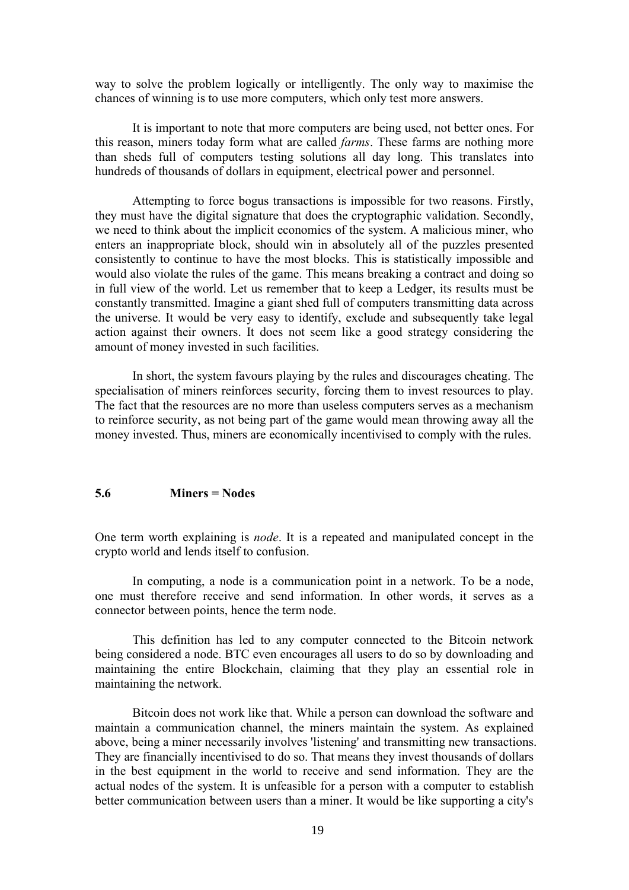way to solve the problem logically or intelligently. The only way to maximise the chances of winning is to use more computers, which only test more answers.

It is important to note that more computers are being used, not better ones. For this reason, miners today form what are called *farms*. These farms are nothing more than sheds full of computers testing solutions all day long. This translates into hundreds of thousands of dollars in equipment, electrical power and personnel.

Attempting to force bogus transactions is impossible for two reasons. Firstly, they must have the digital signature that does the cryptographic validation. Secondly, we need to think about the implicit economics of the system. A malicious miner, who enters an inappropriate block, should win in absolutely all of the puzzles presented consistently to continue to have the most blocks. This is statistically impossible and would also violate the rules of the game. This means breaking a contract and doing so in full view of the world. Let us remember that to keep a Ledger, its results must be constantly transmitted. Imagine a giant shed full of computers transmitting data across the universe. It would be very easy to identify, exclude and subsequently take legal action against their owners. It does not seem like a good strategy considering the amount of money invested in such facilities.

In short, the system favours playing by the rules and discourages cheating. The specialisation of miners reinforces security, forcing them to invest resources to play. The fact that the resources are no more than useless computers serves as a mechanism to reinforce security, as not being part of the game would mean throwing away all the money invested. Thus, miners are economically incentivised to comply with the rules.

## 5.6 Miners = Nodes

One term worth explaining is *node*. It is a repeated and manipulated concept in the crypto world and lends itself to confusion.

In computing, a node is a communication point in a network. To be a node, one must therefore receive and send information. In other words, it serves as a connector between points, hence the term node.

This definition has led to any computer connected to the Bitcoin network being considered a node. BTC even encourages all users to do so by downloading and maintaining the entire Blockchain, claiming that they play an essential role in maintaining the network.

Bitcoin does not work like that. While a person can download the software and maintain a communication channel, the miners maintain the system. As explained above, being a miner necessarily involves 'listening' and transmitting new transactions. They are financially incentivised to do so. That means they invest thousands of dollars in the best equipment in the world to receive and send information. They are the actual nodes of the system. It is unfeasible for a person with a computer to establish better communication between users than a miner. It would be like supporting a city's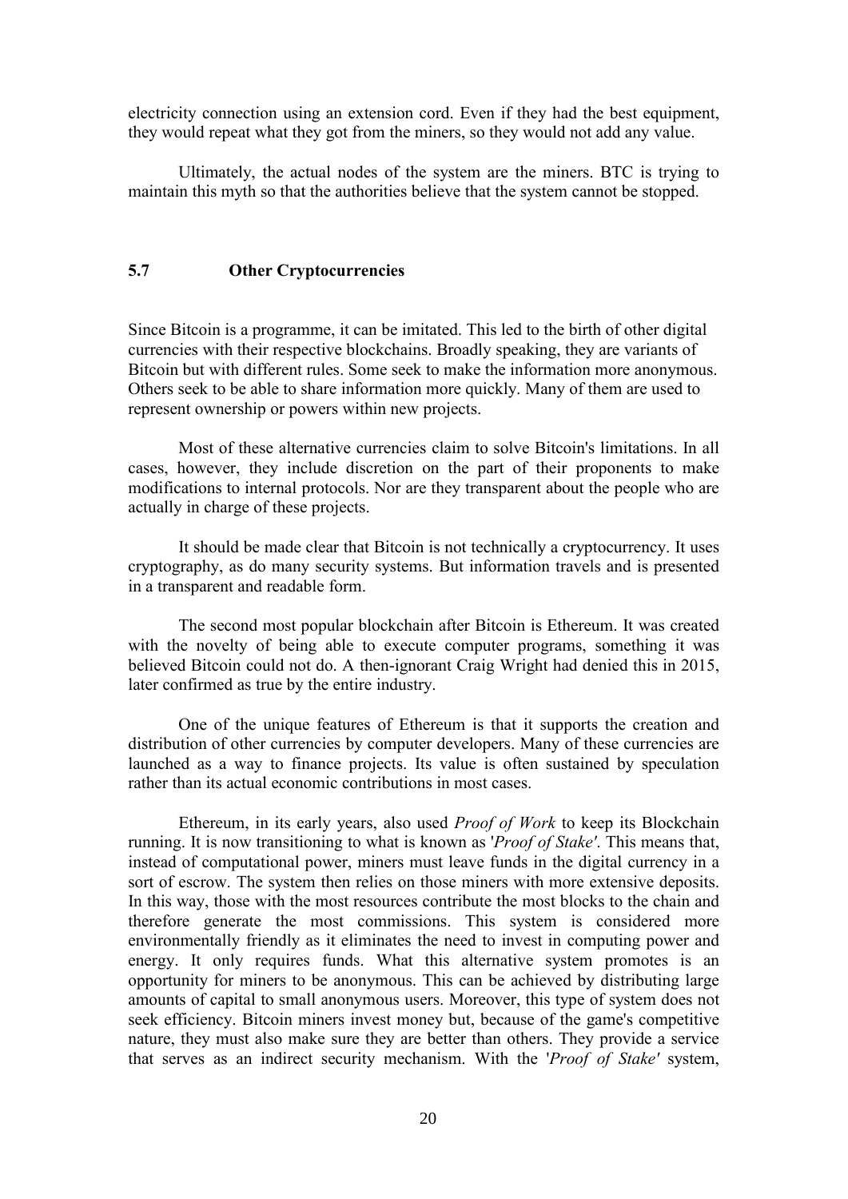electricity connection using an extension cord. Even if they had the best equipment, they would repeat what they got from the miners, so they would not add any value.

Ultimately, the actual nodes of the system are the miners. BTC is trying to maintain this myth so that the authorities believe that the system cannot be stopped.

### 5.7 Other Cryptocurrencies

Since Bitcoin is a programme, it can be imitated. This led to the birth of other digital currencies with their respective blockchains. Broadly speaking, they are variants of Bitcoin but with different rules. Some seek to make the information more anonymous. Others seek to be able to share information more quickly. Many of them are used to represent ownership or powers within new projects.

Most of these alternative currencies claim to solve Bitcoin's limitations. In all cases, however, they include discretion on the part of their proponents to make modifications to internal protocols. Nor are they transparent about the people who are actually in charge of these projects.

It should be made clear that Bitcoin is not technically a cryptocurrency. It uses cryptography, as do many security systems. But information travels and is presented in a transparent and readable form.

The second most popular blockchain after Bitcoin is Ethereum. It was created with the novelty of being able to execute computer programs, something it was believed Bitcoin could not do. A then-ignorant Craig Wright had denied this in 2015, later confirmed as true by the entire industry.

One of the unique features of Ethereum is that it supports the creation and distribution of other currencies by computer developers. Many of these currencies are launched as a way to finance projects. Its value is often sustained by speculation rather than its actual economic contributions in most cases.

Ethereum, in its early years, also used *Proof of Work* to keep its Blockchain running. It is now transitioning to what is known as '*Proof of Stake'*. This means that, instead of computational power, miners must leave funds in the digital currency in a sort of escrow. The system then relies on those miners with more extensive deposits. In this way, those with the most resources contribute the most blocks to the chain and therefore generate the most commissions. This system is considered more environmentally friendly as it eliminates the need to invest in computing power and energy. It only requires funds. What this alternative system promotes is an opportunity for miners to be anonymous. This can be achieved by distributing large amounts of capital to small anonymous users. Moreover, this type of system does not seek efficiency. Bitcoin miners invest money but, because of the game's competitive nature, they must also make sure they are better than others. They provide a service that serves as an indirect security mechanism. With the '*Proof of Stake'* system,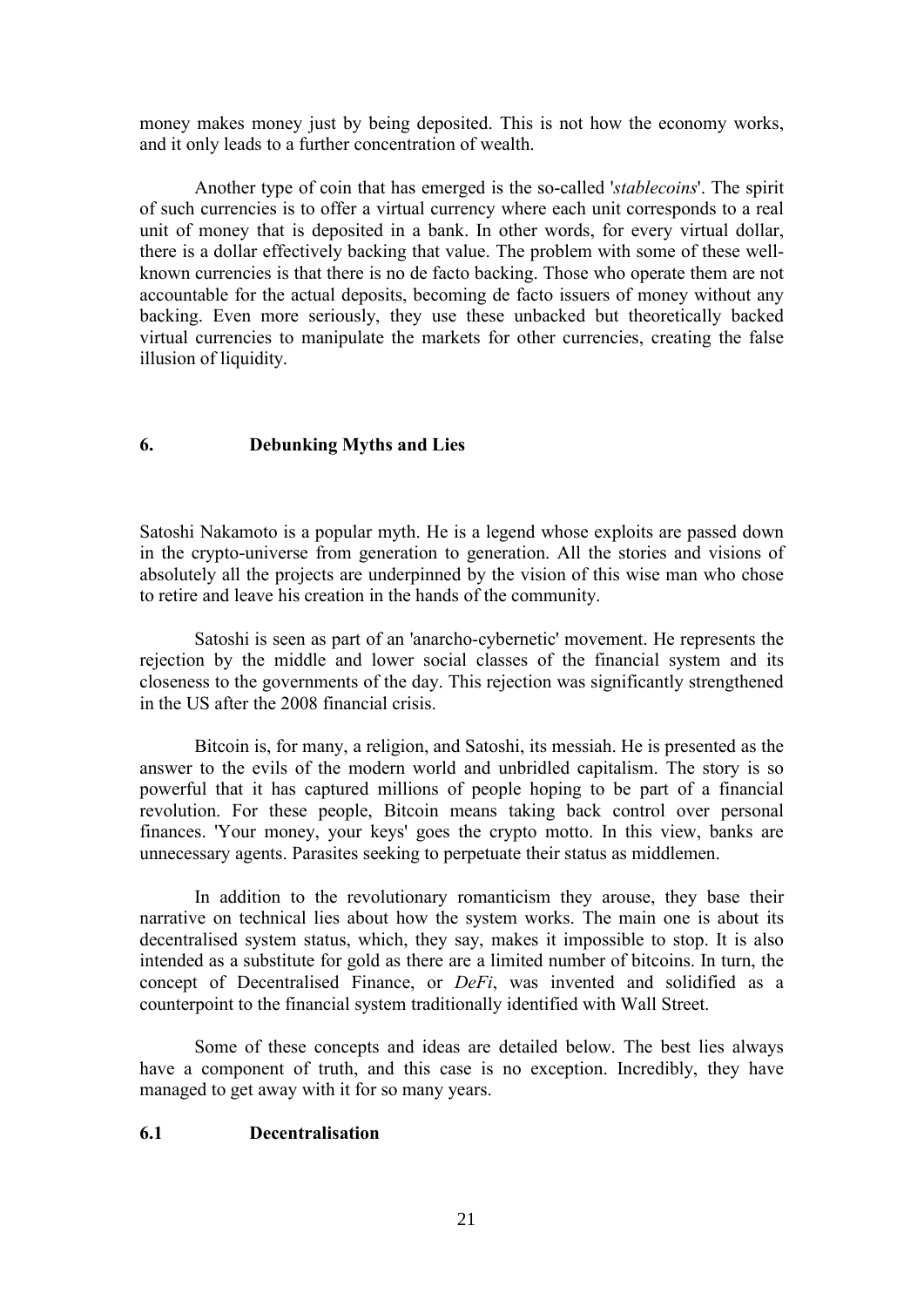money makes money just by being deposited. This is not how the economy works, and it only leads to a further concentration of wealth.

Another type of coin that has emerged is the so-called '*stablecoins*'. The spirit of such currencies is to offer a virtual currency where each unit corresponds to a real unit of money that is deposited in a bank. In other words, for every virtual dollar, there is a dollar effectively backing that value. The problem with some of these well-known currencies is that there is no de facto backing. Those who operate them are not accountable for the actual deposits, becoming de facto issuers of money without any backing. Even more seriously, they use these unbacked but theoretically backed virtual currencies to manipulate the markets for other currencies, creating the false illusion of liquidity.

## 6. Debunking Myths and Lies

Satoshi Nakamoto is a popular myth. He is a legend whose exploits are passed down in the crypto-universe from generation to generation. All the stories and visions of absolutely all the projects are underpinned by the vision of this wise man who chose to retire and leave his creation in the hands of the community.

Satoshi is seen as part of an 'anarcho-cybernetic' movement. He represents the rejection by the middle and lower social classes of the financial system and its closeness to the governments of the day. This rejection was significantly strengthened in the US after the 2008 financial crisis.

Bitcoin is, for many, a religion, and Satoshi, its messiah. He is presented as the answer to the evils of the modern world and unbridled capitalism. The story is so powerful that it has captured millions of people hoping to be part of a financial revolution. For these people, Bitcoin means taking back control over personal finances. 'Your money, your keys' goes the crypto motto. In this view, banks are unnecessary agents. Parasites seeking to perpetuate their status as middlemen.

In addition to the revolutionary romanticism they arouse, they base their narrative on technical lies about how the system works. The main one is about its decentralised system status, which, they say, makes it impossible to stop. It is also intended as a substitute for gold as there are a limited number of bitcoins. In turn, the concept of Decentralised Finance, or *DeFi*, was invented and solidified as a counterpoint to the financial system traditionally identified with Wall Street.

Some of these concepts and ideas are detailed below. The best lies always have a component of truth, and this case is no exception. Incredibly, they have managed to get away with it for so many years.

### 6.1 Decentralisation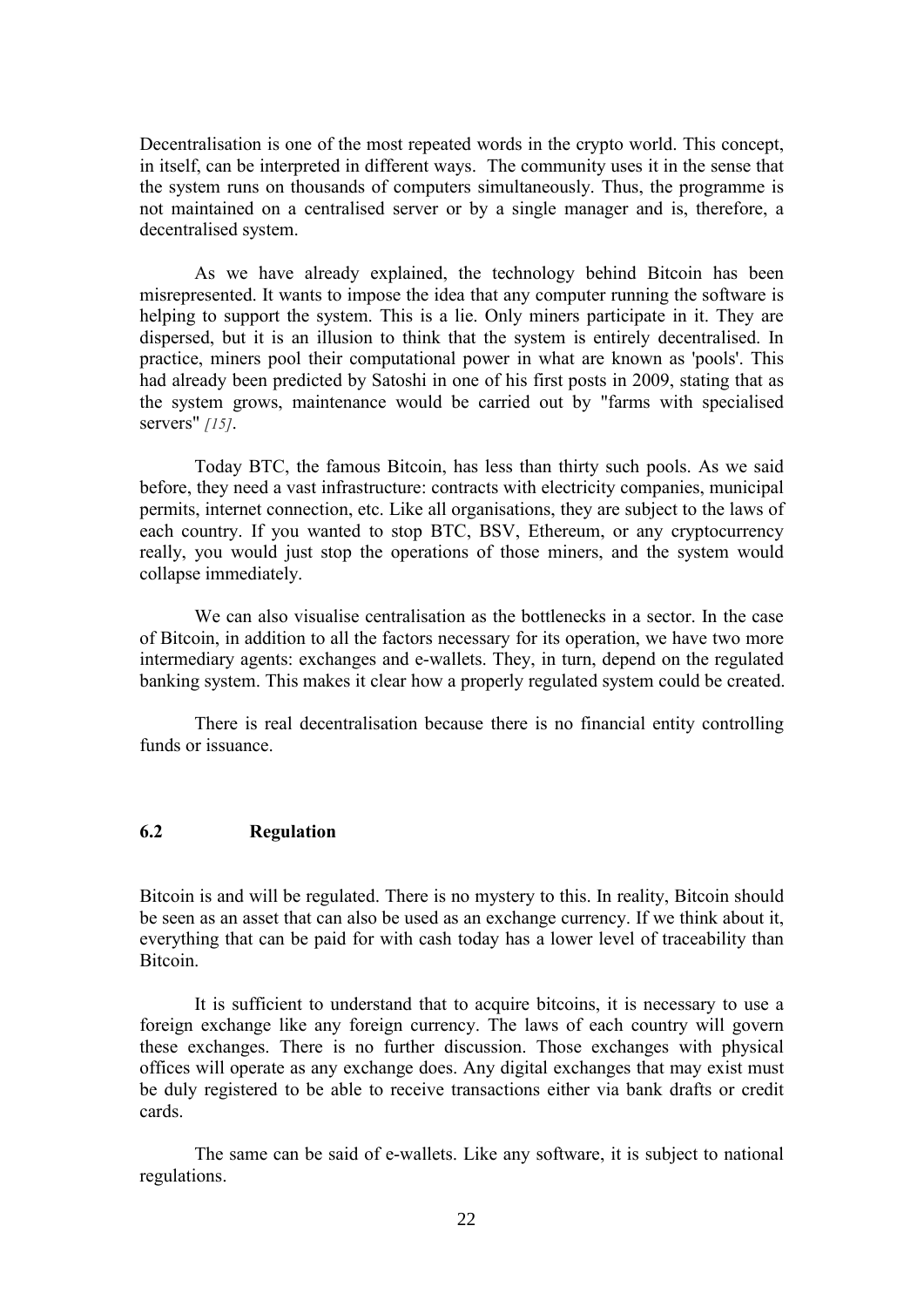Decentralisation is one of the most repeated words in the crypto world. This concept, in itself, can be interpreted in different ways. The community uses it in the sense that the system runs on thousands of computers simultaneously. Thus, the programme is not maintained on a centralised server or by a single manager and is, therefore, a decentralised system.

As we have already explained, the technology behind Bitcoin has been misrepresented. It wants to impose the idea that any computer running the software is helping to support the system. This is a lie. Only miners participate in it. They are dispersed, but it is an illusion to think that the system is entirely decentralised. In practice, miners pool their computational power in what are known as 'pools'. This had already been predicted by Satoshi in one of his first posts in 2009, stating that as the system grows, maintenance would be carried out by "farms with specialised servers" *[15]*.

Today BTC, the famous Bitcoin, has less than thirty such pools. As we said before, they need a vast infrastructure: contracts with electricity companies, municipal permits, internet connection, etc. Like all organisations, they are subject to the laws of each country. If you wanted to stop BTC, BSV, Ethereum, or any cryptocurrency really, you would just stop the operations of those miners, and the system would collapse immediately.

We can also visualise centralisation as the bottlenecks in a sector. In the case of Bitcoin, in addition to all the factors necessary for its operation, we have two more intermediary agents: exchanges and e-wallets. They, in turn, depend on the regulated banking system. This makes it clear how a properly regulated system could be created.

There is real decentralisation because there is no financial entity controlling funds or issuance.

## 6.2 Regulation

Bitcoin is and will be regulated. There is no mystery to this. In reality, Bitcoin should be seen as an asset that can also be used as an exchange currency. If we think about it, everything that can be paid for with cash today has a lower level of traceability than Bitcoin.

It is sufficient to understand that to acquire bitcoins, it is necessary to use a foreign exchange like any foreign currency. The laws of each country will govern these exchanges. There is no further discussion. Those exchanges with physical offices will operate as any exchange does. Any digital exchanges that may exist must be duly registered to be able to receive transactions either via bank drafts or credit cards.

The same can be said of e-wallets. Like any software, it is subject to national regulations.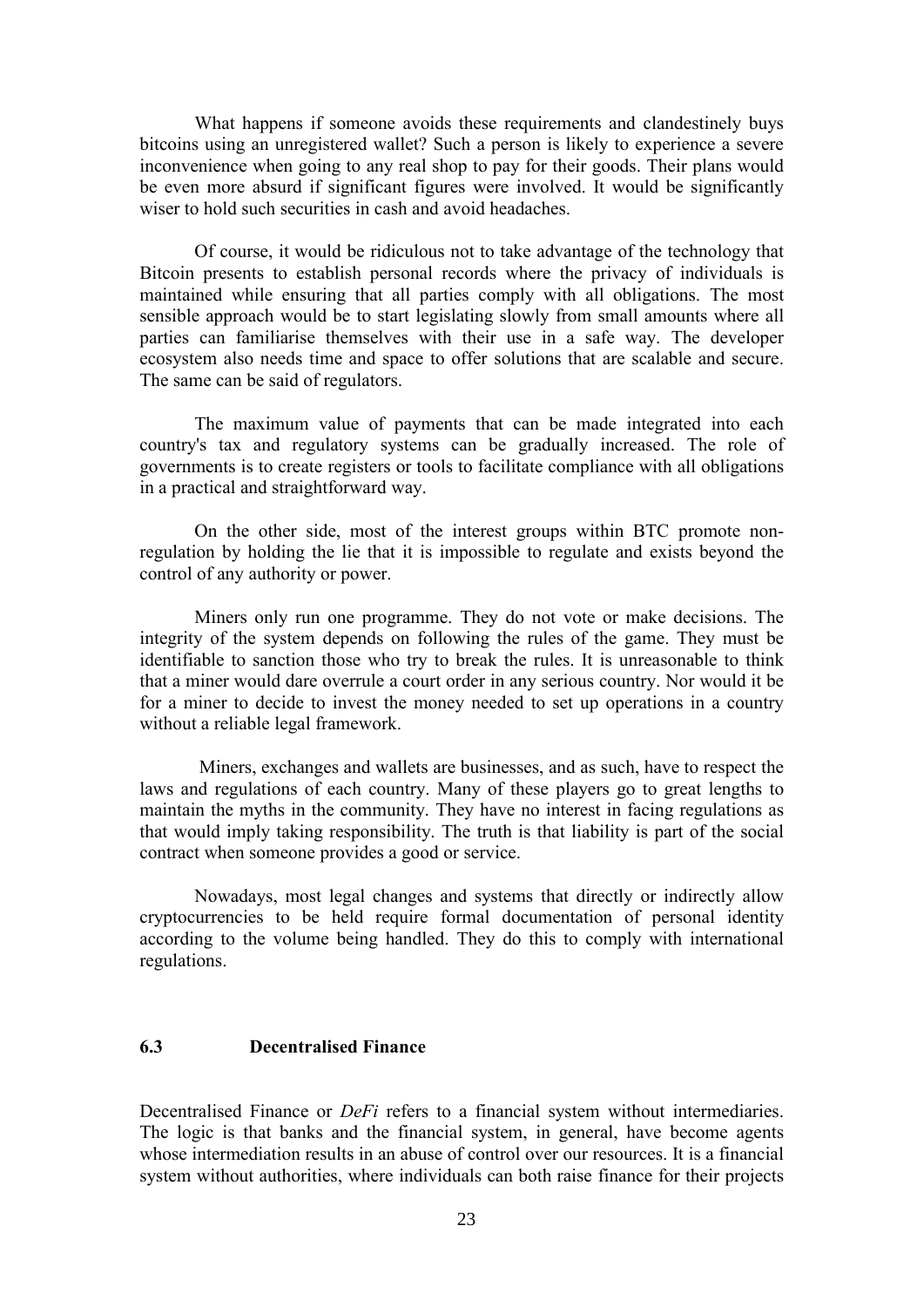What happens if someone avoids these requirements and clandestinely buys bitcoins using an unregistered wallet? Such a person is likely to experience a severe inconvenience when going to any real shop to pay for their goods. Their plans would be even more absurd if significant figures were involved. It would be significantly wiser to hold such securities in cash and avoid headaches.

Of course, it would be ridiculous not to take advantage of the technology that Bitcoin presents to establish personal records where the privacy of individuals is maintained while ensuring that all parties comply with all obligations. The most sensible approach would be to start legislating slowly from small amounts where all parties can familiarise themselves with their use in a safe way. The developer ecosystem also needs time and space to offer solutions that are scalable and secure. The same can be said of regulators.

The maximum value of payments that can be made integrated into each country's tax and regulatory systems can be gradually increased. The role of governments is to create registers or tools to facilitate compliance with all obligations in a practical and straightforward way.

On the other side, most of the interest groups within BTC promote non-regulation by holding the lie that it is impossible to regulate and exists beyond the control of any authority or power.

Miners only run one programme. They do not vote or make decisions. The integrity of the system depends on following the rules of the game. They must be identifiable to sanction those who try to break the rules. It is unreasonable to think that a miner would dare overrule a court order in any serious country. Nor would it be for a miner to decide to invest the money needed to set up operations in a country without a reliable legal framework.

Miners, exchanges and wallets are businesses, and as such, have to respect the laws and regulations of each country. Many of these players go to great lengths to maintain the myths in the community. They have no interest in facing regulations as that would imply taking responsibility. The truth is that liability is part of the social contract when someone provides a good or service.

Nowadays, most legal changes and systems that directly or indirectly allow cryptocurrencies to be held require formal documentation of personal identity according to the volume being handled. They do this to comply with international regulations.

### 6.3 Decentralised Finance

Decentralised Finance or *DeFi* refers to a financial system without intermediaries. The logic is that banks and the financial system, in general, have become agents whose intermediation results in an abuse of control over our resources. It is a financial system without authorities, where individuals can both raise finance for their projects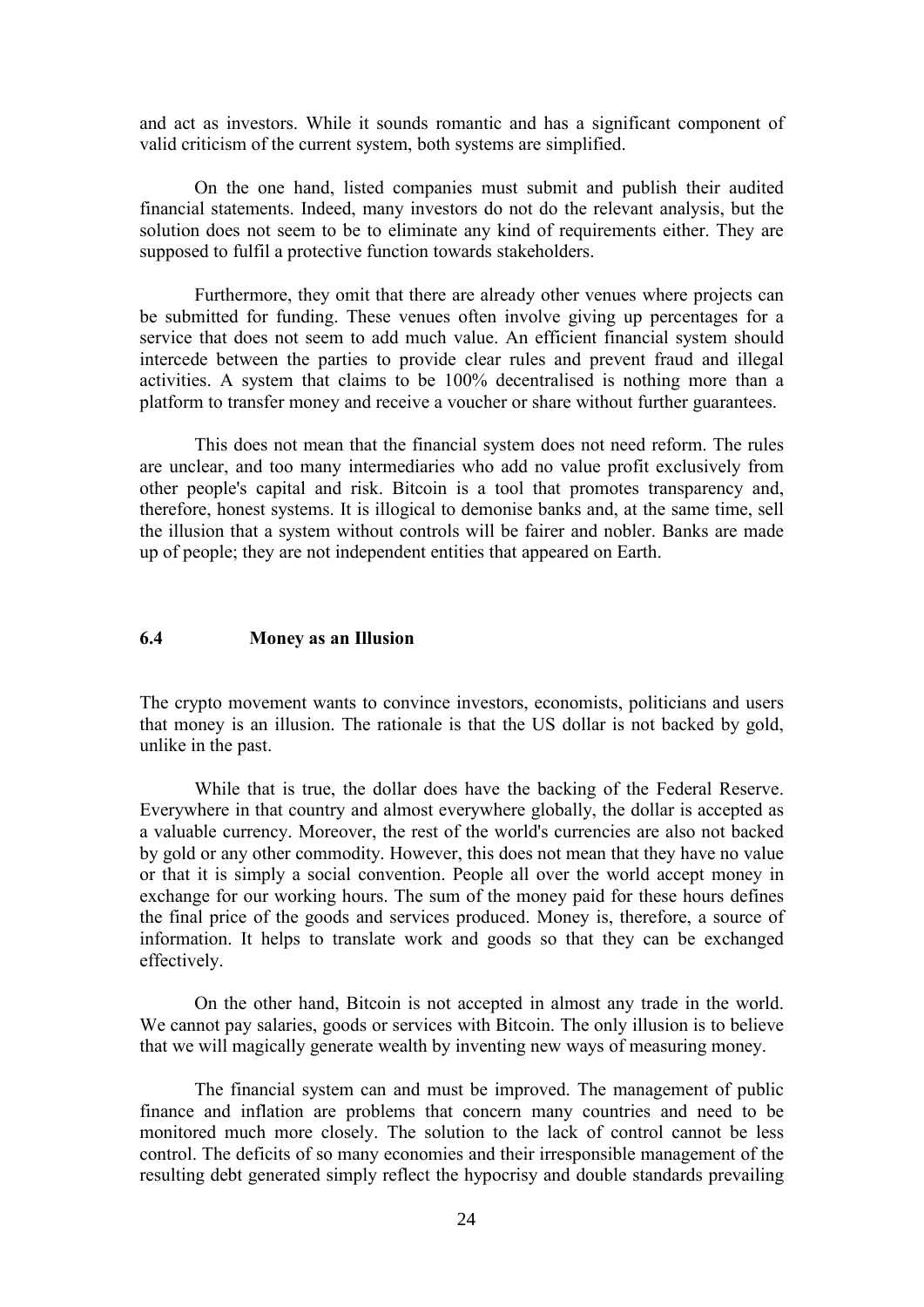and act as investors. While it sounds romantic and has a significant component of valid criticism of the current system, both systems are simplified.

On the one hand, listed companies must submit and publish their audited financial statements. Indeed, many investors do not do the relevant analysis, but the solution does not seem to be to eliminate any kind of requirements either. They are supposed to fulfil a protective function towards stakeholders.

Furthermore, they omit that there are already other venues where projects can be submitted for funding. These venues often involve giving up percentages for a service that does not seem to add much value. An efficient financial system should intercede between the parties to provide clear rules and prevent fraud and illegal activities. A system that claims to be 100% decentralised is nothing more than a platform to transfer money and receive a voucher or share without further guarantees.

This does not mean that the financial system does not need reform. The rules are unclear, and too many intermediaries who add no value profit exclusively from other people's capital and risk. Bitcoin is a tool that promotes transparency and, therefore, honest systems. It is illogical to demonise banks and, at the same time, sell the illusion that a system without controls will be fairer and nobler. Banks are made up of people; they are not independent entities that appeared on Earth.

### 6.4 Money as an Illusion

The crypto movement wants to convince investors, economists, politicians and users that money is an illusion. The rationale is that the US dollar is not backed by gold, unlike in the past.

While that is true, the dollar does have the backing of the Federal Reserve. Everywhere in that country and almost everywhere globally, the dollar is accepted as a valuable currency. Moreover, the rest of the world's currencies are also not backed by gold or any other commodity. However, this does not mean that they have no value or that it is simply a social convention. People all over the world accept money in exchange for our working hours. The sum of the money paid for these hours defines the final price of the goods and services produced. Money is, therefore, a source of information. It helps to translate work and goods so that they can be exchanged effectively.

On the other hand, Bitcoin is not accepted in almost any trade in the world. We cannot pay salaries, goods or services with Bitcoin. The only illusion is to believe that we will magically generate wealth by inventing new ways of measuring money.

The financial system can and must be improved. The management of public finance and inflation are problems that concern many countries and need to be monitored much more closely. The solution to the lack of control cannot be less control. The deficits of so many economies and their irresponsible management of the resulting debt generated simply reflect the hypocrisy and double standards prevailing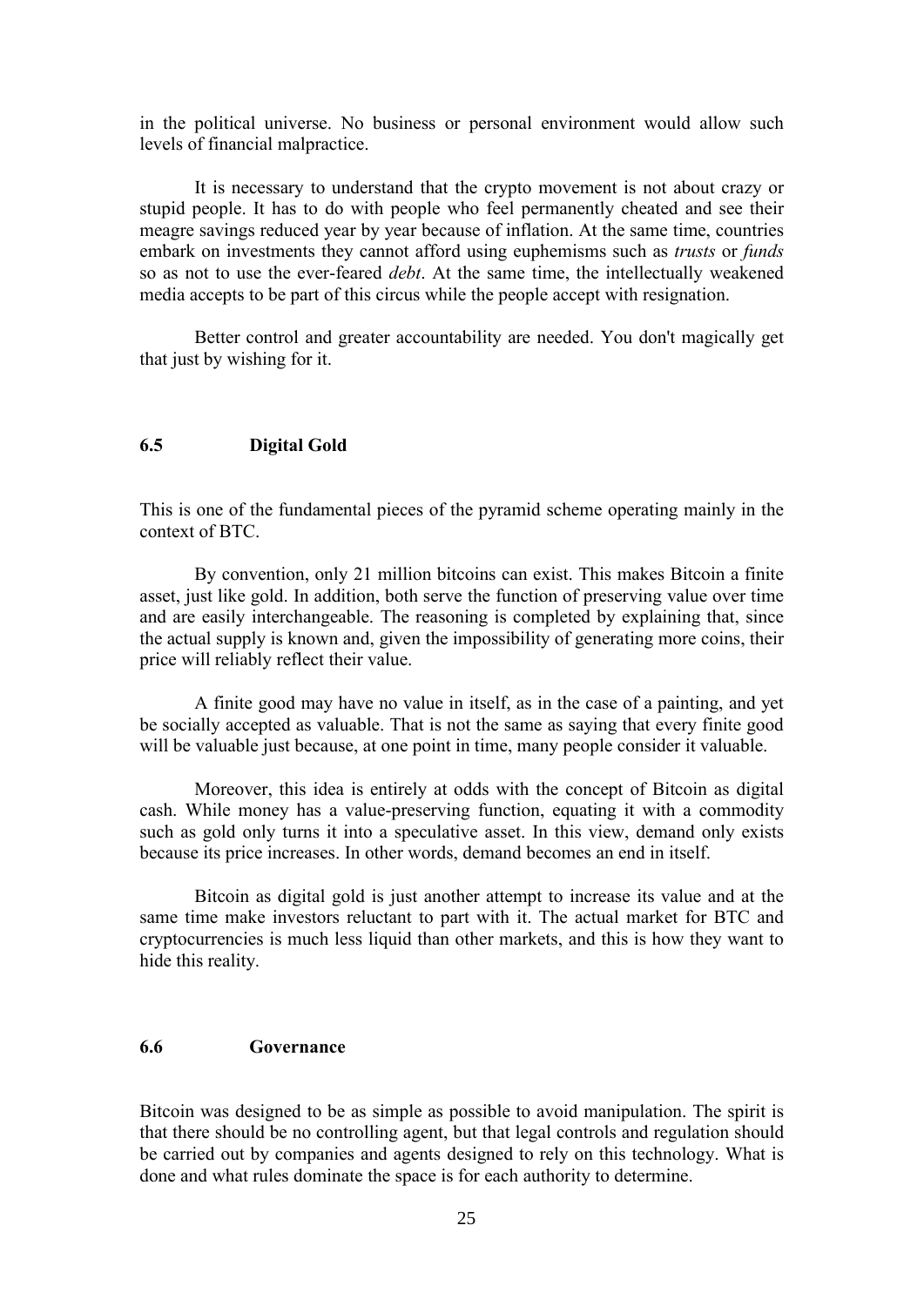in the political universe. No business or personal environment would allow such levels of financial malpractice.

It is necessary to understand that the crypto movement is not about crazy or stupid people. It has to do with people who feel permanently cheated and see their meagre savings reduced year by year because of inflation. At the same time, countries embark on investments they cannot afford using euphemisms such as *trusts* or *funds* so as not to use the ever-feared *debt*. At the same time, the intellectually weakened media accepts to be part of this circus while the people accept with resignation.

Better control and greater accountability are needed. You don't magically get that just by wishing for it.

### 6.5 Digital Gold

This is one of the fundamental pieces of the pyramid scheme operating mainly in the context of BTC.

By convention, only 21 million bitcoins can exist. This makes Bitcoin a finite asset, just like gold. In addition, both serve the function of preserving value over time and are easily interchangeable. The reasoning is completed by explaining that, since the actual supply is known and, given the impossibility of generating more coins, their price will reliably reflect their value.

A finite good may have no value in itself, as in the case of a painting, and yet be socially accepted as valuable. That is not the same as saying that every finite good will be valuable just because, at one point in time, many people consider it valuable.

Moreover, this idea is entirely at odds with the concept of Bitcoin as digital cash. While money has a value-preserving function, equating it with a commodity such as gold only turns it into a speculative asset. In this view, demand only exists because its price increases. In other words, demand becomes an end in itself.

Bitcoin as digital gold is just another attempt to increase its value and at the same time make investors reluctant to part with it. The actual market for BTC and cryptocurrencies is much less liquid than other markets, and this is how they want to hide this reality.

### 6.6 Governance

Bitcoin was designed to be as simple as possible to avoid manipulation. The spirit is that there should be no controlling agent, but that legal controls and regulation should be carried out by companies and agents designed to rely on this technology. What is done and what rules dominate the space is for each authority to determine.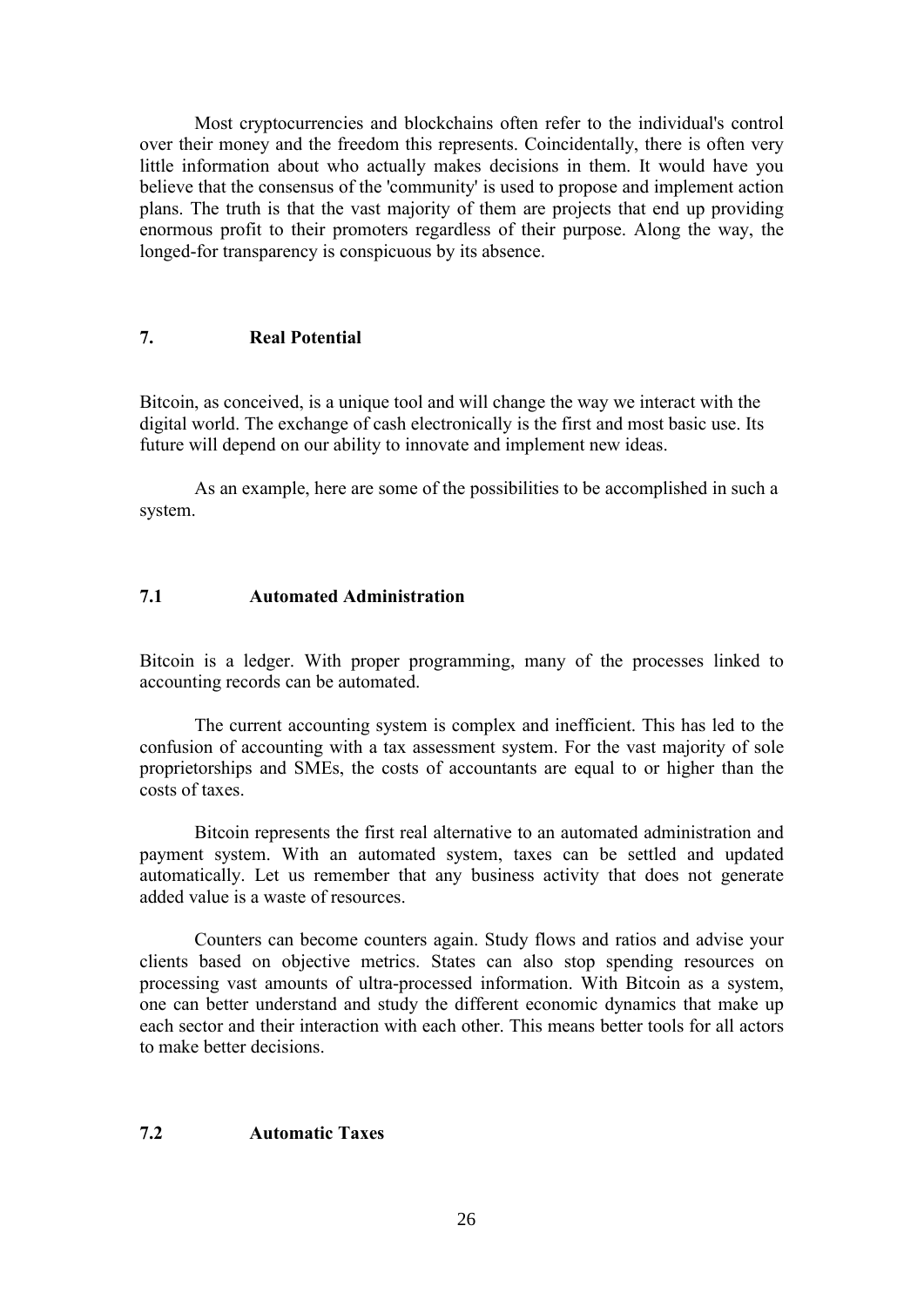Most cryptocurrencies and blockchains often refer to the individual's control over their money and the freedom this represents. Coincidentally, there is often very little information about who actually makes decisions in them. It would have you believe that the consensus of the 'community' is used to propose and implement action plans. The truth is that the vast majority of them are projects that end up providing enormous profit to their promoters regardless of their purpose. Along the way, the longed-for transparency is conspicuous by its absence.

## 7. Real Potential

Bitcoin, as conceived, is a unique tool and will change the way we interact with the digital world. The exchange of cash electronically is the first and most basic use. Its future will depend on our ability to innovate and implement new ideas.

As an example, here are some of the possibilities to be accomplished in such a system.

### 7.1 Automated Administration

Bitcoin is a ledger. With proper programming, many of the processes linked to accounting records can be automated.

The current accounting system is complex and inefficient. This has led to the confusion of accounting with a tax assessment system. For the vast majority of sole proprietorships and SMEs, the costs of accountants are equal to or higher than the costs of taxes.

Bitcoin represents the first real alternative to an automated administration and payment system. With an automated system, taxes can be settled and updated automatically. Let us remember that any business activity that does not generate added value is a waste of resources.

Counters can become counters again. Study flows and ratios and advise your clients based on objective metrics. States can also stop spending resources on processing vast amounts of ultra-processed information. With Bitcoin as a system, one can better understand and study the different economic dynamics that make up each sector and their interaction with each other. This means better tools for all actors to make better decisions.

### 7.2 Automatic Taxes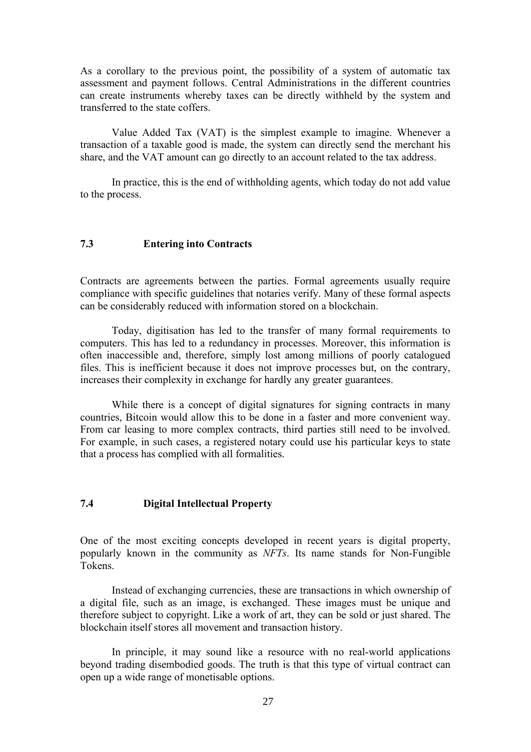As a corollary to the previous point, the possibility of a system of automatic tax assessment and payment follows. Central Administrations in the different countries can create instruments whereby taxes can be directly withheld by the system and transferred to the state coffers.

Value Added Tax (VAT) is the simplest example to imagine. Whenever a transaction of a taxable good is made, the system can directly send the merchant his share, and the VAT amount can go directly to an account related to the tax address.

In practice, this is the end of withholding agents, which today do not add value to the process.

### 7.3 Entering into Contracts

Contracts are agreements between the parties. Formal agreements usually require compliance with specific guidelines that notaries verify. Many of these formal aspects can be considerably reduced with information stored on a blockchain.

Today, digitisation has led to the transfer of many formal requirements to computers. This has led to a redundancy in processes. Moreover, this information is often inaccessible and, therefore, simply lost among millions of poorly catalogued files. This is inefficient because it does not improve processes but, on the contrary, increases their complexity in exchange for hardly any greater guarantees.

While there is a concept of digital signatures for signing contracts in many countries, Bitcoin would allow this to be done in a faster and more convenient way. From car leasing to more complex contracts, third parties still need to be involved. For example, in such cases, a registered notary could use his particular keys to state that a process has complied with all formalities.

### 7.4 Digital Intellectual Property

One of the most exciting concepts developed in recent years is digital property, popularly known in the community as *NFTs*. Its name stands for Non-Fungible Tokens.

Instead of exchanging currencies, these are transactions in which ownership of a digital file, such as an image, is exchanged. These images must be unique and therefore subject to copyright. Like a work of art, they can be sold or just shared. The blockchain itself stores all movement and transaction history.

In principle, it may sound like a resource with no real-world applications beyond trading disembodied goods. The truth is that this type of virtual contract can open up a wide range of monetisable options.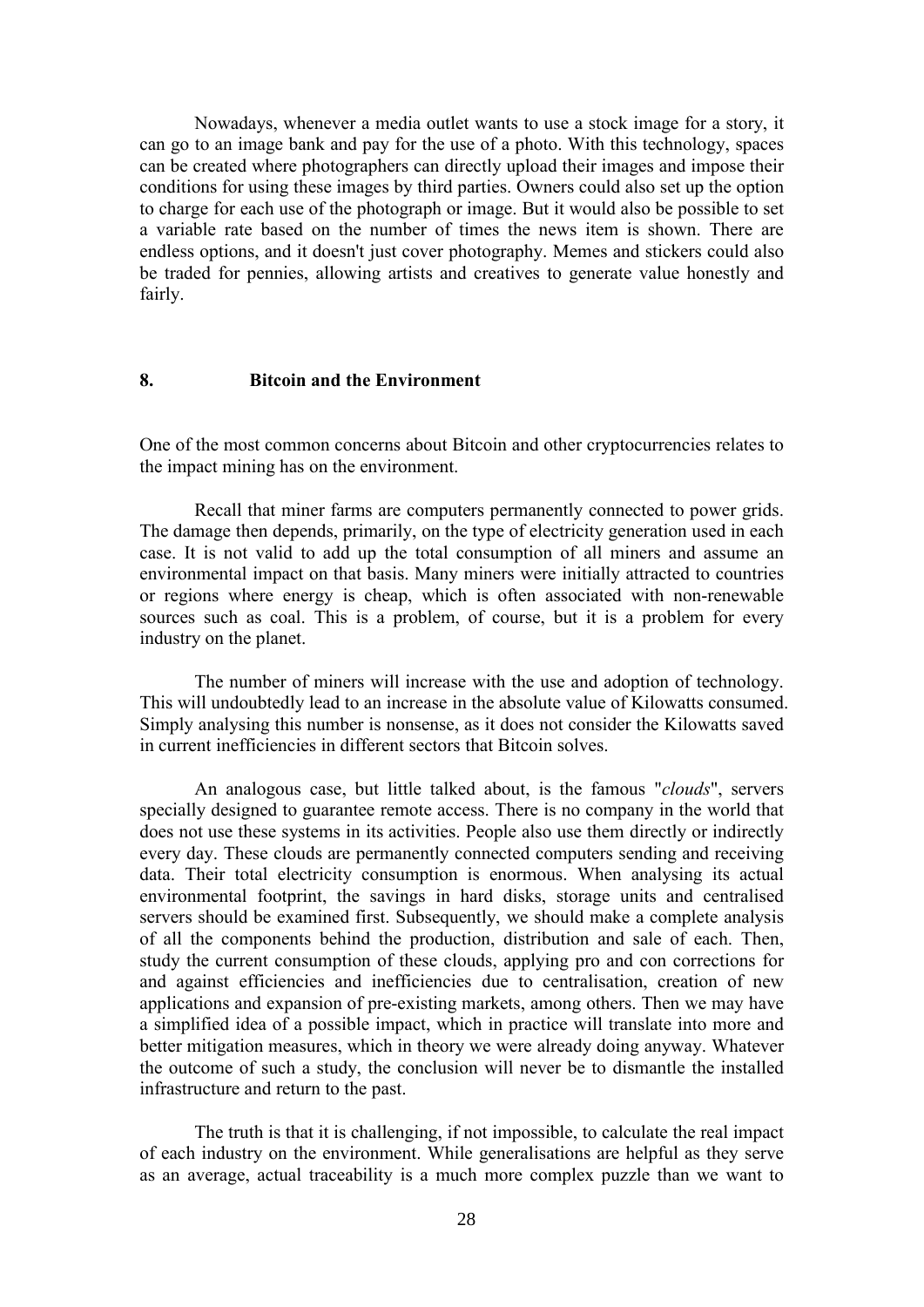Nowadays, whenever a media outlet wants to use a stock image for a story, it can go to an image bank and pay for the use of a photo. With this technology, spaces can be created where photographers can directly upload their images and impose their conditions for using these images by third parties. Owners could also set up the option to charge for each use of the photograph or image. But it would also be possible to set a variable rate based on the number of times the news item is shown. There are endless options, and it doesn't just cover photography. Memes and stickers could also be traded for pennies, allowing artists and creatives to generate value honestly and fairly.

## 8. Bitcoin and the Environment

One of the most common concerns about Bitcoin and other cryptocurrencies relates to the impact mining has on the environment.

Recall that miner farms are computers permanently connected to power grids. The damage then depends, primarily, on the type of electricity generation used in each case. It is not valid to add up the total consumption of all miners and assume an environmental impact on that basis. Many miners were initially attracted to countries or regions where energy is cheap, which is often associated with non-renewable sources such as coal. This is a problem, of course, but it is a problem for every industry on the planet.

The number of miners will increase with the use and adoption of technology. This will undoubtedly lead to an increase in the absolute value of Kilowatts consumed. Simply analysing this number is nonsense, as it does not consider the Kilowatts saved in current inefficiencies in different sectors that Bitcoin solves.

An analogous case, but little talked about, is the famous "*clouds*", servers specially designed to guarantee remote access. There is no company in the world that does not use these systems in its activities. People also use them directly or indirectly every day. These clouds are permanently connected computers sending and receiving data. Their total electricity consumption is enormous. When analysing its actual environmental footprint, the savings in hard disks, storage units and centralised servers should be examined first. Subsequently, we should make a complete analysis of all the components behind the production, distribution and sale of each. Then, study the current consumption of these clouds, applying pro and con corrections for and against efficiencies and inefficiencies due to centralisation, creation of new applications and expansion of pre-existing markets, among others. Then we may have a simplified idea of a possible impact, which in practice will translate into more and better mitigation measures, which in theory we were already doing anyway. Whatever the outcome of such a study, the conclusion will never be to dismantle the installed infrastructure and return to the past.

The truth is that it is challenging, if not impossible, to calculate the real impact of each industry on the environment. While generalisations are helpful as they serve as an average, actual traceability is a much more complex puzzle than we want to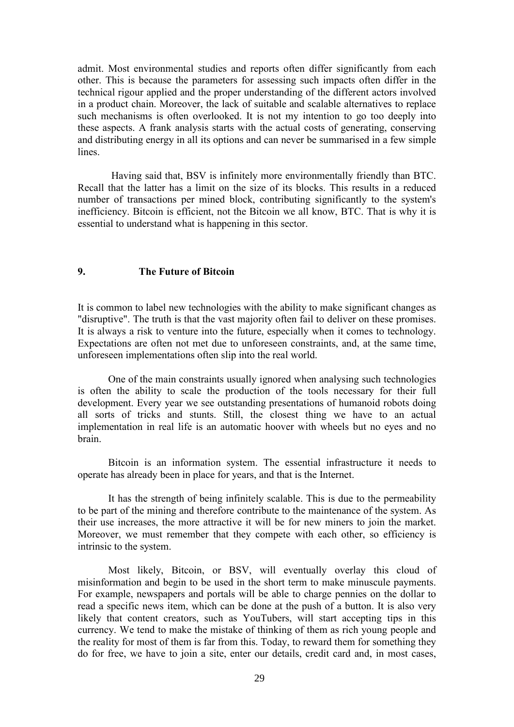admit. Most environmental studies and reports often differ significantly from each other. This is because the parameters for assessing such impacts often differ in the technical rigour applied and the proper understanding of the different actors involved in a product chain. Moreover, the lack of suitable and scalable alternatives to replace such mechanisms is often overlooked. It is not my intention to go too deeply into these aspects. A frank analysis starts with the actual costs of generating, conserving and distributing energy in all its options and can never be summarised in a few simple lines.

Having said that, BSV is infinitely more environmentally friendly than BTC. Recall that the latter has a limit on the size of its blocks. This results in a reduced number of transactions per mined block, contributing significantly to the system's inefficiency. Bitcoin is efficient, not the Bitcoin we all know, BTC. That is why it is essential to understand what is happening in this sector.

## 9. The Future of Bitcoin

It is common to label new technologies with the ability to make significant changes as "disruptive". The truth is that the vast majority often fail to deliver on these promises. It is always a risk to venture into the future, especially when it comes to technology. Expectations are often not met due to unforeseen constraints, and, at the same time, unforeseen implementations often slip into the real world.

One of the main constraints usually ignored when analysing such technologies is often the ability to scale the production of the tools necessary for their full development. Every year we see outstanding presentations of humanoid robots doing all sorts of tricks and stunts. Still, the closest thing we have to an actual implementation in real life is an automatic hoover with wheels but no eyes and no brain.

Bitcoin is an information system. The essential infrastructure it needs to operate has already been in place for years, and that is the Internet.

It has the strength of being infinitely scalable. This is due to the permeability to be part of the mining and therefore contribute to the maintenance of the system. As their use increases, the more attractive it will be for new miners to join the market. Moreover, we must remember that they compete with each other, so efficiency is intrinsic to the system.

Most likely, Bitcoin, or BSV, will eventually overlay this cloud of misinformation and begin to be used in the short term to make minuscule payments. For example, newspapers and portals will be able to charge pennies on the dollar to read a specific news item, which can be done at the push of a button. It is also very likely that content creators, such as YouTubers, will start accepting tips in this currency. We tend to make the mistake of thinking of them as rich young people and the reality for most of them is far from this. Today, to reward them for something they do for free, we have to join a site, enter our details, credit card and, in most cases,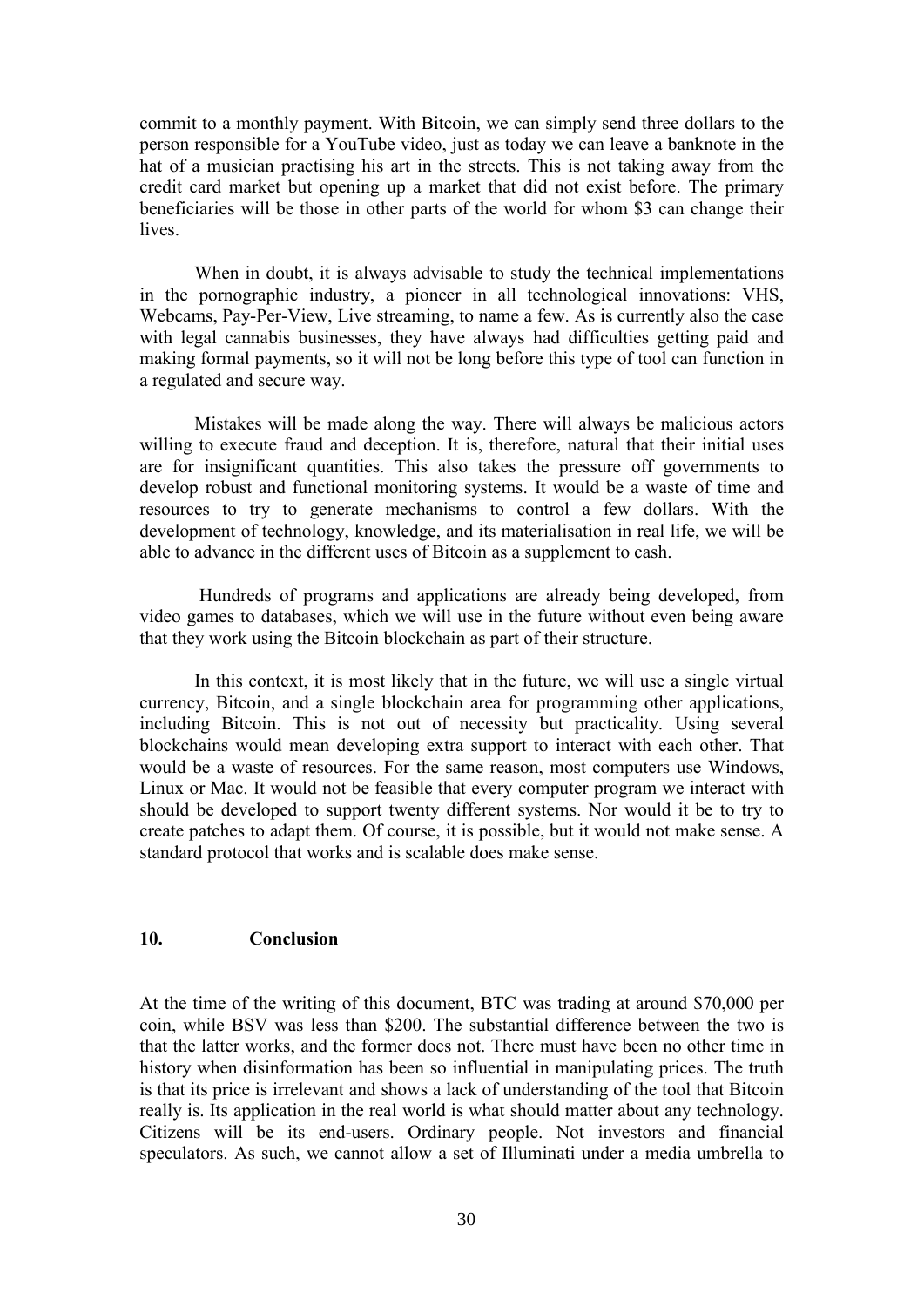commit to a monthly payment. With Bitcoin, we can simply send three dollars to the person responsible for a YouTube video, just as today we can leave a banknote in the hat of a musician practising his art in the streets. This is not taking away from the credit card market but opening up a market that did not exist before. The primary beneficiaries will be those in other parts of the world for whom $3 can change their lives.

When in doubt, it is always advisable to study the technical implementations in the pornographic industry, a pioneer in all technological innovations: VHS, Webcams, Pay-Per-View, Live streaming, to name a few. As is currently also the case with legal cannabis businesses, they have always had difficulties getting paid and making formal payments, so it will not be long before this type of tool can function in a regulated and secure way.

Mistakes will be made along the way. There will always be malicious actors willing to execute fraud and deception. It is, therefore, natural that their initial uses are for insignificant quantities. This also takes the pressure off governments to develop robust and functional monitoring systems. It would be a waste of time and resources to try to generate mechanisms to control a few dollars. With the development of technology, knowledge, and its materialisation in real life, we will be able to advance in the different uses of Bitcoin as a supplement to cash.

Hundreds of programs and applications are already being developed, from video games to databases, which we will use in the future without even being aware that they work using the Bitcoin blockchain as part of their structure.

In this context, it is most likely that in the future, we will use a single virtual currency, Bitcoin, and a single blockchain area for programming other applications, including Bitcoin. This is not out of necessity but practicality. Using several blockchains would mean developing extra support to interact with each other. That would be a waste of resources. For the same reason, most computers use Windows, Linux or Mac. It would not be feasible that every computer program we interact with should be developed to support twenty different systems. Nor would it be to try to create patches to adapt them. Of course, it is possible, but it would not make sense. A standard protocol that works and is scalable does make sense.

## 10. Conclusion

At the time of the writing of this document, BTC was trading at around $70,000 per coin, while BSV was less than $200. The substantial difference between the two is that the latter works, and the former does not. There must have been no other time in history when disinformation has been so influential in manipulating prices. The truth is that its price is irrelevant and shows a lack of understanding of the tool that Bitcoin really is. Its application in the real world is what should matter about any technology. Citizens will be its end-users. Ordinary people. Not investors and financial speculators. As such, we cannot allow a set of Illuminati under a media umbrella to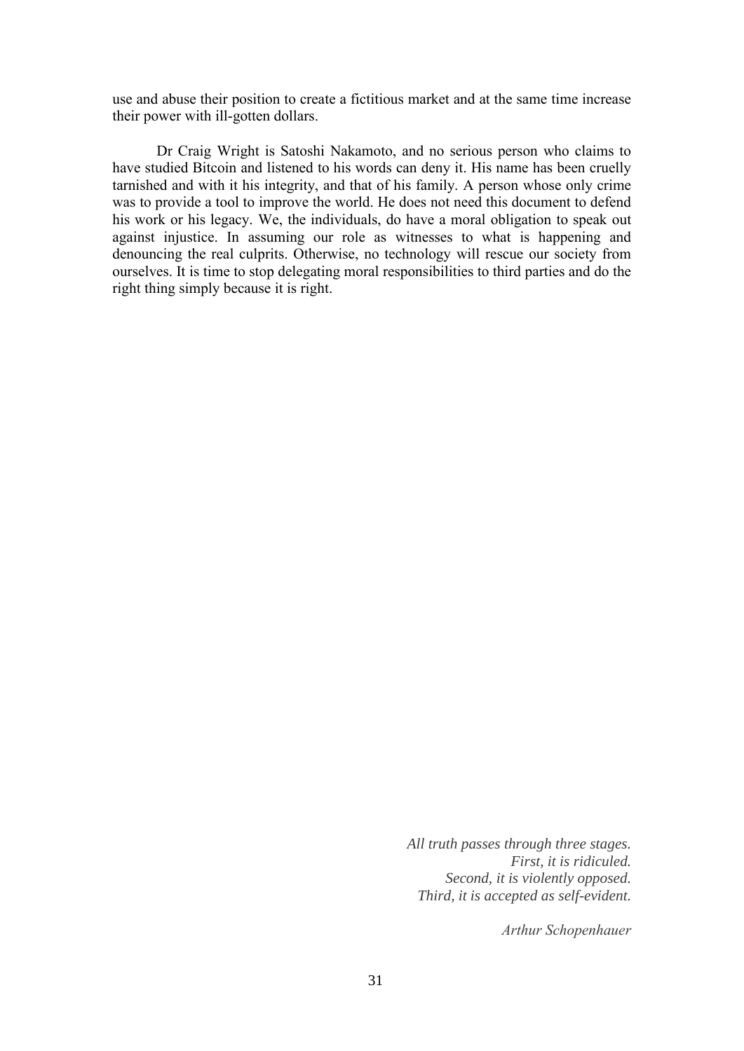use and abuse their position to create a fictitious market and at the same time increase their power with ill-gotten dollars.

Dr Craig Wright is Satoshi Nakamoto, and no serious person who claims to have studied Bitcoin and listened to his words can deny it. His name has been cruelly tarnished and with it his integrity, and that of his family. A person whose only crime was to provide a tool to improve the world. He does not need this document to defend his work or his legacy. We, the individuals, do have a moral obligation to speak out against injustice. In assuming our role as witnesses to what is happening and denouncing the real culprits. Otherwise, no technology will rescue our society from ourselves. It is time to stop delegating moral responsibilities to third parties and do the right thing simply because it is right.

*All truth passes through three stages.*
*First, it is ridiculed.*
*Second, it is violently opposed.*
*Third, it is accepted as self-evident.*

*Arthur Schopenhauer*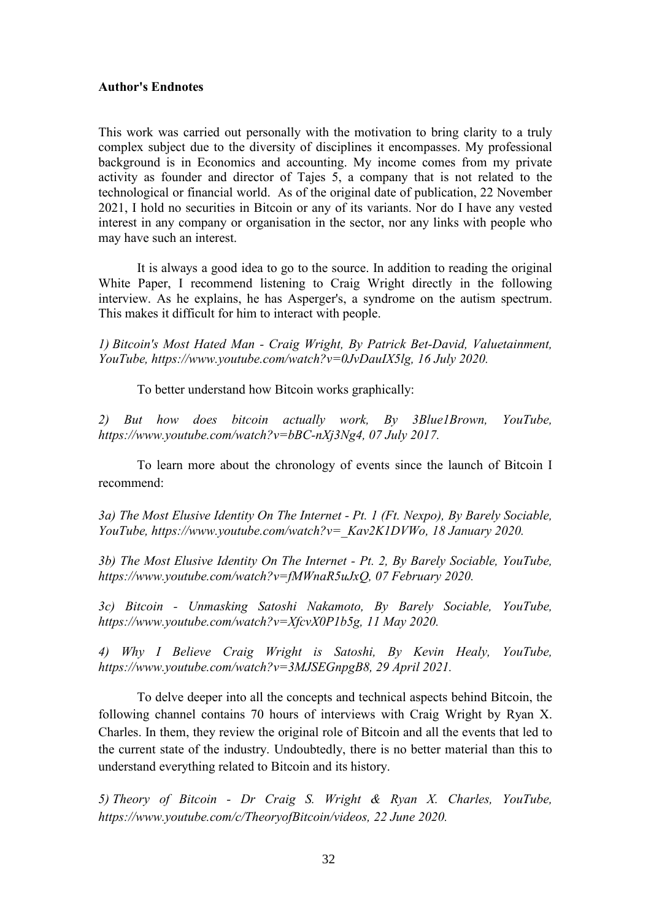**Author's Endnotes**

This work was carried out personally with the motivation to bring clarity to a truly complex subject due to the diversity of disciplines it encompasses. My professional background is in Economics and accounting. My income comes from my private activity as founder and director of Tajes 5, a company that is not related to the technological or financial world. As of the original date of publication, 22 November 2021, I hold no securities in Bitcoin or any of its variants. Nor do I have any vested interest in any company or organisation in the sector, nor any links with people who may have such an interest.

It is always a good idea to go to the source. In addition to reading the original White Paper, I recommend listening to Craig Wright directly in the following interview. As he explains, he has Asperger's, a syndrome on the autism spectrum. This makes it difficult for him to interact with people.

*1) Bitcoin's Most Hated Man - Craig Wright, By Patrick Bet-David, Valuetainment, YouTube, https://www.youtube.com/watch?v=0JvDauIX5lg, 16 July 2020.*

To better understand how Bitcoin works graphically:

*2) But how does bitcoin actually work, By 3Blue1Brown, YouTube, https://www.youtube.com/watch?v=bBC-nXj3Ng4, 07 July 2017.*

To learn more about the chronology of events since the launch of Bitcoin I recommend:

*3a) The Most Elusive Identity On The Internet - Pt. 1 (Ft. Nexpo), By Barely Sociable, YouTube, https://www.youtube.com/watch?v=_Kav2K1DVWo, 18 January 2020.*

*3b) The Most Elusive Identity On The Internet - Pt. 2, By Barely Sociable, YouTube, https://www.youtube.com/watch?v=fMWnaR5uJxQ, 07 February 2020.*

*3c) Bitcoin - Unmasking Satoshi Nakamoto, By Barely Sociable, YouTube, https://www.youtube.com/watch?v=XfcvX0P1b5g, 11 May 2020.*

*4) Why I Believe Craig Wright is Satoshi, By Kevin Healy, YouTube, https://www.youtube.com/watch?v=3MJSEGnpgB8, 29 April 2021.*

To delve deeper into all the concepts and technical aspects behind Bitcoin, the following channel contains 70 hours of interviews with Craig Wright by Ryan X. Charles. In them, they review the original role of Bitcoin and all the events that led to the current state of the industry. Undoubtedly, there is no better material than this to understand everything related to Bitcoin and its history.

*5) Theory of Bitcoin - Dr Craig S. Wright & Ryan X. Charles, YouTube, https://www.youtube.com/c/TheoryofBitcoin/videos, 22 June 2020.*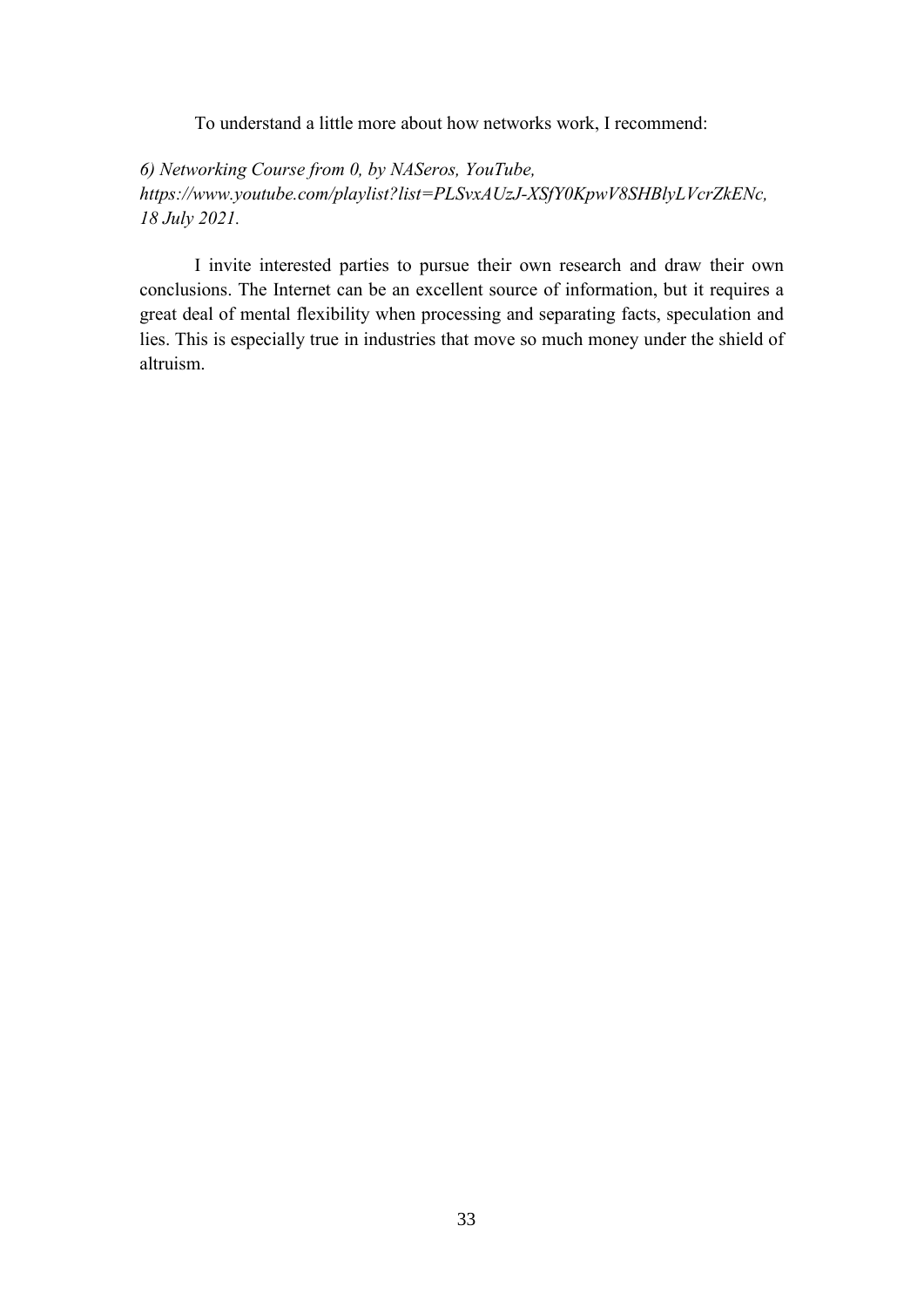To understand a little more about how networks work, I recommend:

*6) Networking Course from 0, by NASeros, YouTube, https://www.youtube.com/playlist?list=PLSvxAUzJ-XSfY0KpwV8SHBlyLVcrZkENc, 18 July 2021.*

I invite interested parties to pursue their own research and draw their own conclusions. The Internet can be an excellent source of information, but it requires a great deal of mental flexibility when processing and separating facts, speculation and lies. This is especially true in industries that move so much money under the shield of altruism.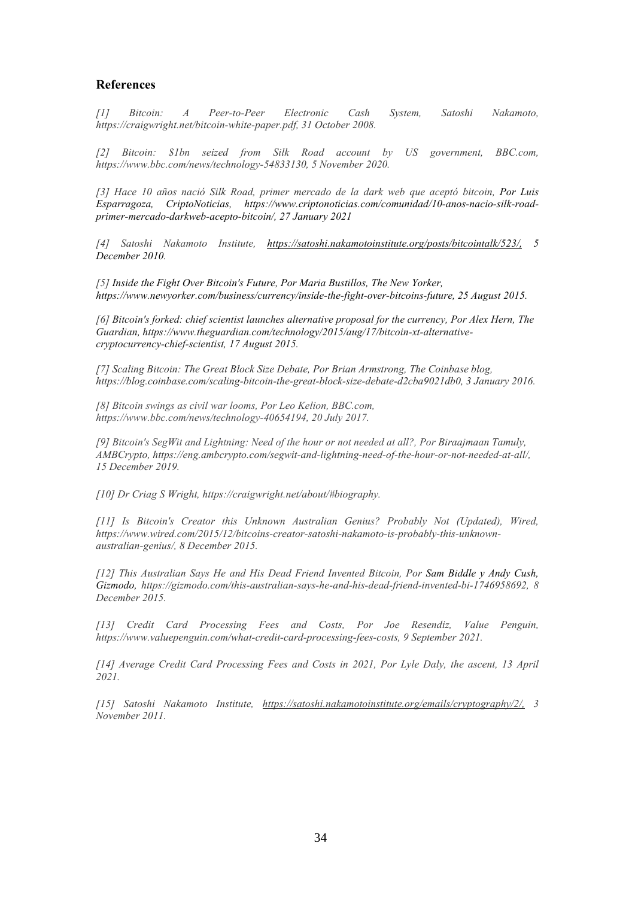## References

*[1] Bitcoin: A Peer-to-Peer Electronic Cash System, Satoshi Nakamoto, https://craigwright.net/bitcoin-white-paper.pdf, 31 October 2008.*

*[2] Bitcoin: $1bn seized from Silk Road account by US government, BBC.com, https://www.bbc.com/news/technology-54833130, 5 November 2020.*

*[3] Hace 10 años nació Silk Road, primer mercado de la dark web que aceptó bitcoin, Por Luis Esparragoza, CriptoNoticias, https://www.criptonoticias.com/comunidad/10-anos-nacio-silk-road-primer-mercado-darkweb-acepto-bitcoin/, 27 January 2021*

*[4] Satoshi Nakamoto Institute, https://satoshi.nakamotoinstitute.org/posts/bitcointalk/523/, 5 December 2010.*

*[5] Inside the Fight Over Bitcoin's Future, Por Maria Bustillos, The New Yorker, https://www.newyorker.com/business/currency/inside-the-fight-over-bitcoins-future, 25 August 2015.*

*[6] Bitcoin's forked: chief scientist launches alternative proposal for the currency, Por Alex Hern, The Guardian, https://www.theguardian.com/technology/2015/aug/17/bitcoin-xt-alternative-cryptocurrency-chief-scientist, 17 August 2015.*

*[7] Scaling Bitcoin: The Great Block Size Debate, Por Brian Armstrong, The Coinbase blog, https://blog.coinbase.com/scaling-bitcoin-the-great-block-size-debate-d2cba9021db0, 3 January 2016.*

*[8] Bitcoin swings as civil war looms, Por Leo Kelion, BBC.com, https://www.bbc.com/news/technology-40654194, 20 July 2017.*

*[9] Bitcoin's SegWit and Lightning: Need of the hour or not needed at all?, Por Biraajmaan Tamuly, AMBCrypto, https://eng.ambcrypto.com/segwit-and-lightning-need-of-the-hour-or-not-needed-at-all/, 15 December 2019.*

*[10] Dr Criag S Wright, https://craigwright.net/about/#biography.*

*[11] Is Bitcoin's Creator this Unknown Australian Genius? Probably Not (Updated), Wired, https://www.wired.com/2015/12/bitcoins-creator-satoshi-nakamoto-is-probably-this-unknown-australian-genius/, 8 December 2015.*

*[12] This Australian Says He and His Dead Friend Invented Bitcoin, Por Sam Biddle y Andy Cush, Gizmodo, https://gizmodo.com/this-australian-says-he-and-his-dead-friend-invented-bi-1746958692, 8 December 2015.*

*[13] Credit Card Processing Fees and Costs, Por Joe Resendiz, Value Penguin, https://www.valuepenguin.com/what-credit-card-processing-fees-costs, 9 September 2021.*

*[14] Average Credit Card Processing Fees and Costs in 2021, Por Lyle Daly, the ascent, 13 April 2021.*

*[15] Satoshi Nakamoto Institute, https://satoshi.nakamotoinstitute.org/emails/cryptography/2/, 3 November 2011.*